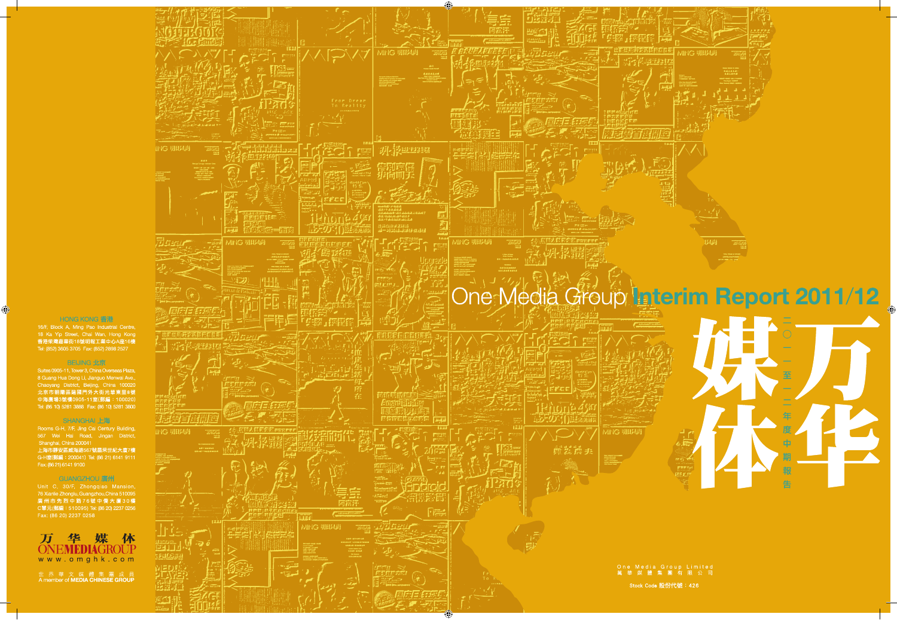# One Media Group Interim Report 2011/12

# 万华媒体

二〇一一至一二年度中期報告

One Media Group Limited
萬華媒體集團有限公司

Stock Code 股份代號：426

**HONG KONG 香港**

16/F, Block A, Ming Pao Industrial Centre,
18 Ka Yip Street, Chai Wan, Hong Kong
香港柴灣嘉業街18號明報工業中心A座16樓
Tel: (852) 3605 3705 Fax: (852) 2898 2527

**BEIJING 北京**

Suites 0905-11, Tower 3, China Overseas Plaza,
8 Guang Hua Dong Li, Jianguo Menwai Ave.,
Chaoyang District, Beijing, China 100020
北京市朝陽區建國門外大街光華東里8號
中海廣場3號樓0905-11室(郵編：100020)
Tel: (86 10) 5281 3888 Fax: (86 10) 5281 3800

**SHANGHAI 上海**

Rooms G-H, 7/F, Jing Cai Century Building,
567 Wei Hai Road, Jingan District,
Shanghai, China 200041
上海市靜安區威海路567號晶采世紀大廈7樓
G-H室(郵編：200041) Tel: (86 21) 6141 9111
Fax: (86 21) 6141 9100

**GUANGZHOU 廣州**

Unit C, 30/F, Zhongqiao Mansion,
76 Xianlie Zhonglu, Guangzhou, China 510095
廣州市先烈中路76號中僑大廈30樓
C單元(郵編：510095) Tel: (86 20) 2237 0256
Fax: (86 20) 2237 0258

万 华 媒 体
ONEMEDIAGROUP
www.omghk.com

世界華文媒體集團成員
A member of MEDIA CHINESE GROUP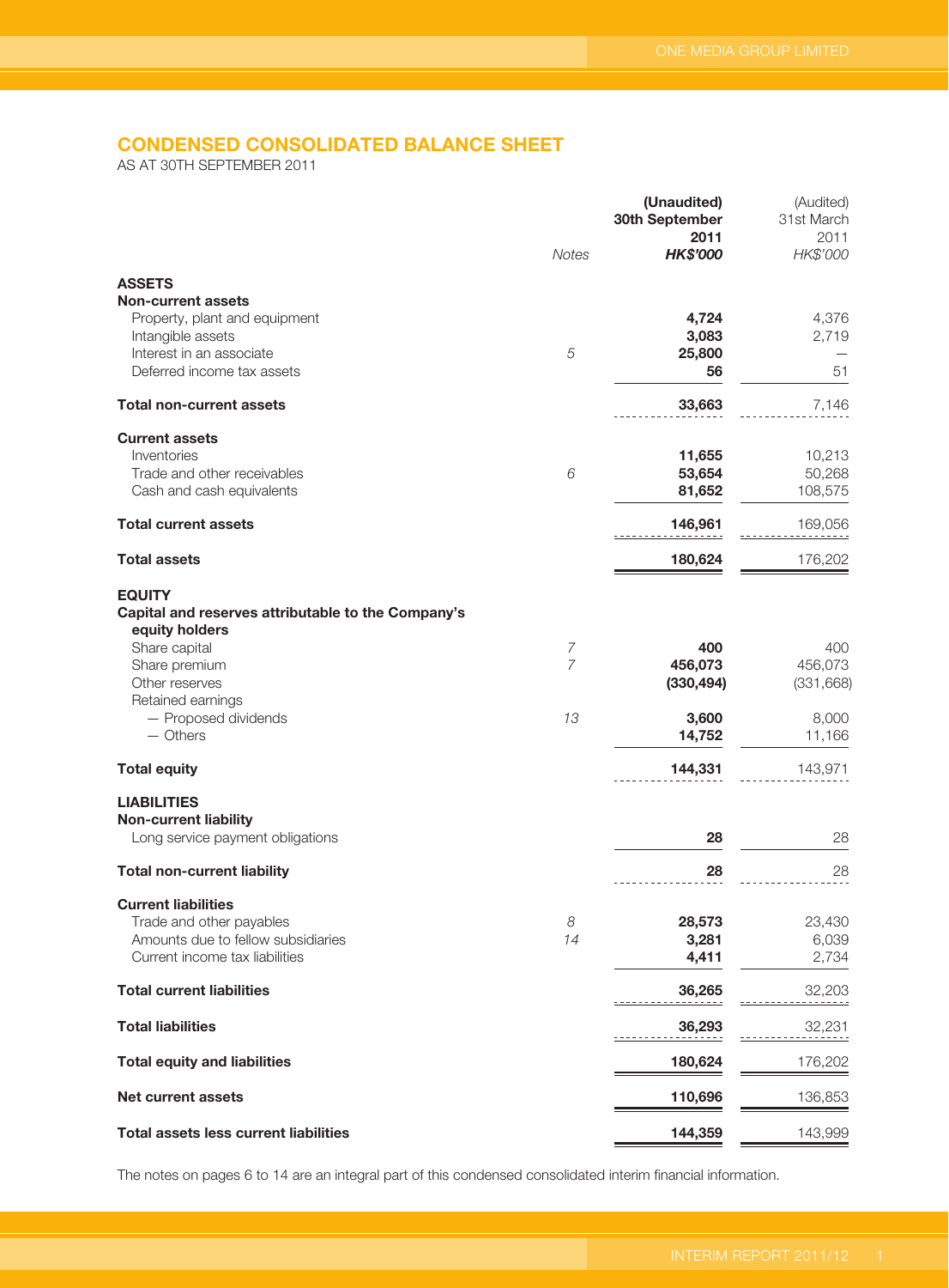## CONDENSED CONSOLIDATED BALANCE SHEET

AS AT 30TH SEPTEMBER 2011

| | Notes | (Unaudited) 30th September 2011 HK$'000 | (Audited) 31st March 2011 HK$'000 |
|---|---|---|---|
| **ASSETS** | | | |
| **Non-current assets** | | | |
| Property, plant and equipment | | **4,724** | 4,376 |
| Intangible assets | | **3,083** | 2,719 |
| Interest in an associate | 5 | **25,800** | — |
| Deferred income tax assets | | **56** | 51 |
| **Total non-current assets** | | **33,663** | 7,146 |
| **Current assets** | | | |
| Inventories | | **11,655** | 10,213 |
| Trade and other receivables | 6 | **53,654** | 50,268 |
| Cash and cash equivalents | | **81,652** | 108,575 |
| **Total current assets** | | **146,961** | 169,056 |
| **Total assets** | | **180,624** | 176,202 |
| **EQUITY** | | | |
| **Capital and reserves attributable to the Company's equity holders** | | | |
| Share capital | 7 | **400** | 400 |
| Share premium | 7 | **456,073** | 456,073 |
| Other reserves | | **(330,494)** | (331,668) |
| Retained earnings | | | |
| — Proposed dividends | 13 | **3,600** | 8,000 |
| — Others | | **14,752** | 11,166 |
| **Total equity** | | **144,331** | 143,971 |
| **LIABILITIES** | | | |
| **Non-current liability** | | | |
| Long service payment obligations | | **28** | 28 |
| **Total non-current liability** | | **28** | 28 |
| **Current liabilities** | | | |
| Trade and other payables | 8 | **28,573** | 23,430 |
| Amounts due to fellow subsidiaries | 14 | **3,281** | 6,039 |
| Current income tax liabilities | | **4,411** | 2,734 |
| **Total current liabilities** | | **36,265** | 32,203 |
| **Total liabilities** | | **36,293** | 32,231 |
| **Total equity and liabilities** | | **180,624** | 176,202 |
| **Net current assets** | | **110,696** | 136,853 |
| **Total assets less current liabilities** | | **144,359** | 143,999 |

The notes on pages 6 to 14 are an integral part of this condensed consolidated interim financial information.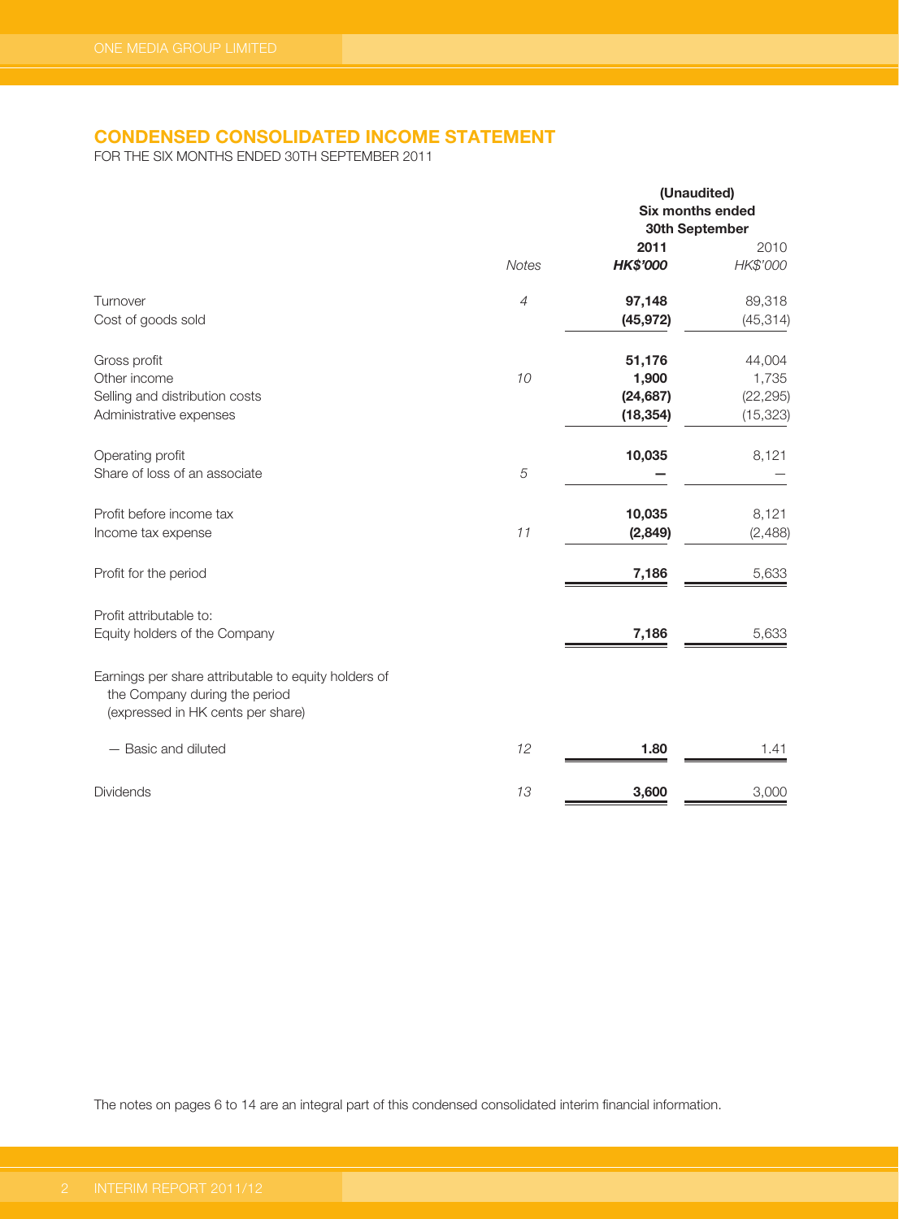## CONDENSED CONSOLIDATED INCOME STATEMENT

FOR THE SIX MONTHS ENDED 30TH SEPTEMBER 2011

| | | (Unaudited) Six months ended 30th September | |
|---|---|---|---|
| | *Notes* | **2011** **HK$'000** | 2010 *HK$'000* |
| Turnover | *4* | **97,148** | 89,318 |
| Cost of goods sold | | **(45,972)** | (45,314) |
| Gross profit | | **51,176** | 44,004 |
| Other income | *10* | **1,900** | 1,735 |
| Selling and distribution costs | | **(24,687)** | (22,295) |
| Administrative expenses | | **(18,354)** | (15,323) |
| Operating profit | | **10,035** | 8,121 |
| Share of loss of an associate | *5* | **—** | — |
| Profit before income tax | | **10,035** | 8,121 |
| Income tax expense | *11* | **(2,849)** | (2,488) |
| Profit for the period | | **7,186** | 5,633 |
| Profit attributable to: | | | |
| Equity holders of the Company | | **7,186** | 5,633 |
| Earnings per share attributable to equity holders of the Company during the period (expressed in HK cents per share) | | | |
| — Basic and diluted | *12* | **1.80** | 1.41 |
| Dividends | *13* | **3,600** | 3,000 |

The notes on pages 6 to 14 are an integral part of this condensed consolidated interim financial information.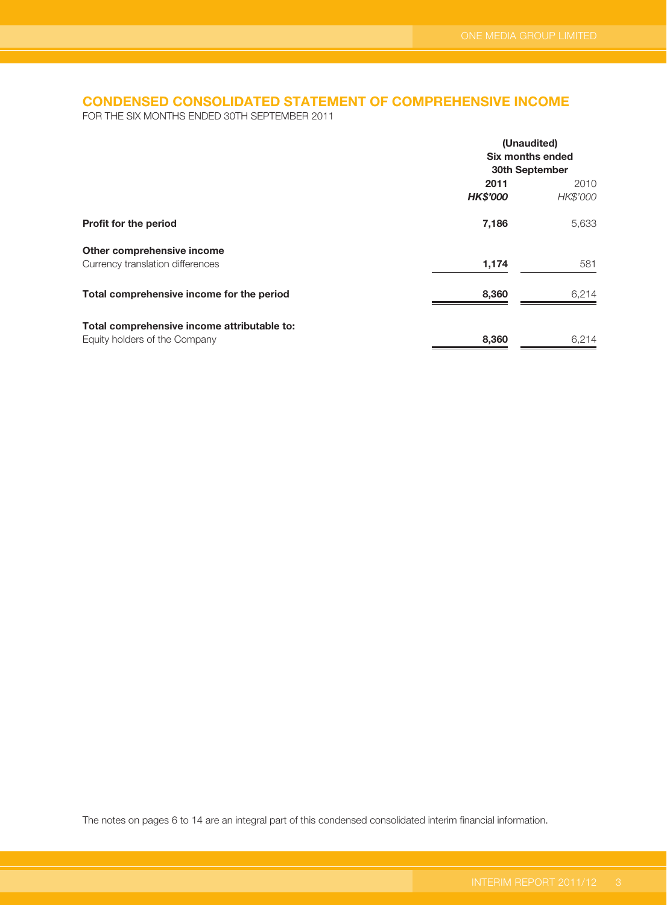## CONDENSED CONSOLIDATED STATEMENT OF COMPREHENSIVE INCOME

FOR THE SIX MONTHS ENDED 30TH SEPTEMBER 2011

| | (Unaudited) Six months ended 30th September | |
|---|---|---|
| | **2011** | 2010 |
| | ***HK$'000*** | *HK$'000* |
| **Profit for the period** | **7,186** | 5,633 |
| **Other comprehensive income** | | |
| Currency translation differences | **1,174** | 581 |
| **Total comprehensive income for the period** | **8,360** | 6,214 |
| **Total comprehensive income attributable to:** | | |
| Equity holders of the Company | **8,360** | 6,214 |

The notes on pages 6 to 14 are an integral part of this condensed consolidated interim financial information.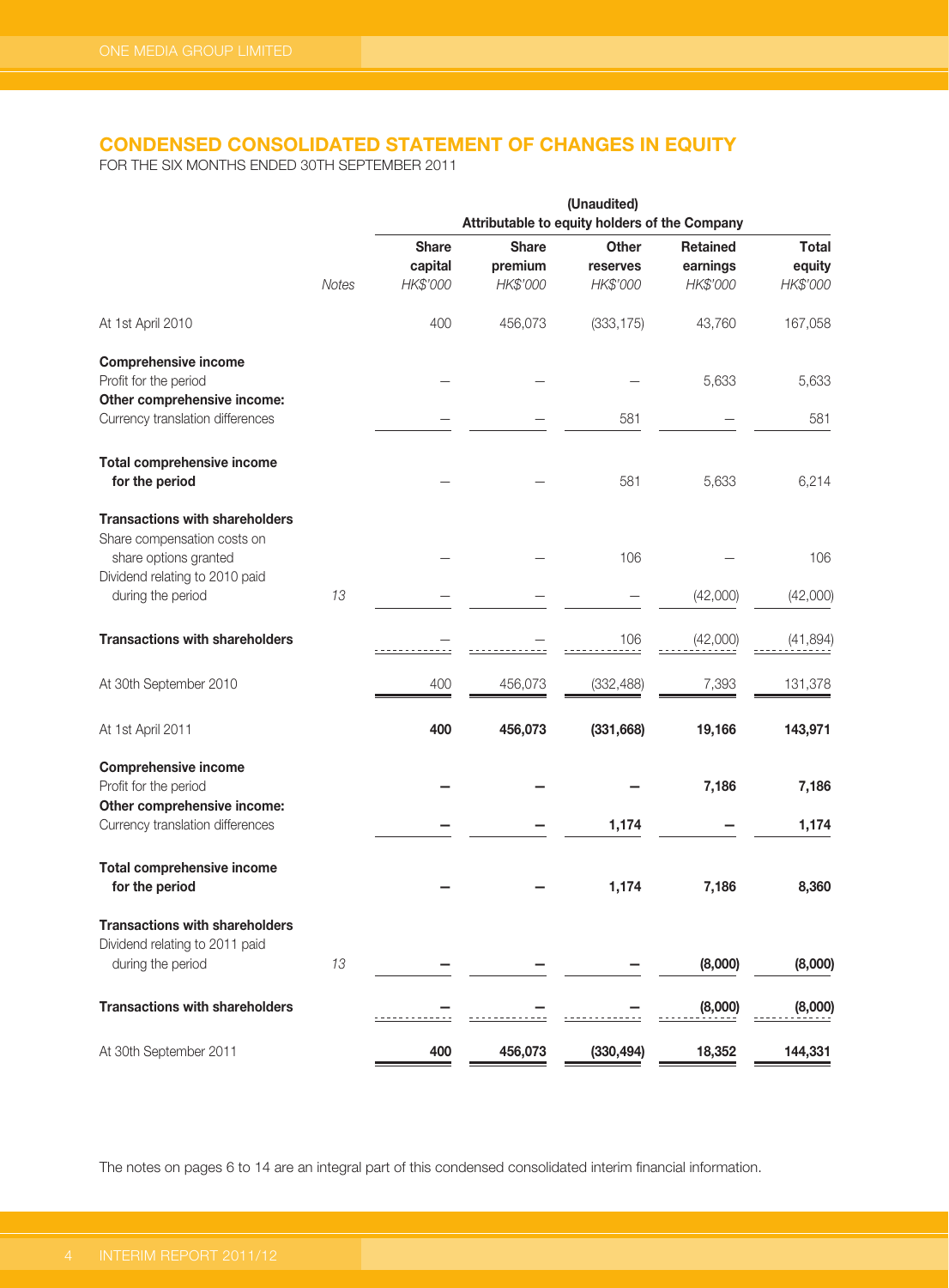## CONDENSED CONSOLIDATED STATEMENT OF CHANGES IN EQUITY

FOR THE SIX MONTHS ENDED 30TH SEPTEMBER 2011

| | | (Unaudited) Attributable to equity holders of the Company | | | | |
|---|---|---|---|---|---|---|
| | *Notes* | **Share capital** *HK$'000* | **Share premium** *HK$'000* | **Other reserves** *HK$'000* | **Retained earnings** *HK$'000* | **Total equity** *HK$'000* |
| At 1st April 2010 | | 400 | 456,073 | (333,175) | 43,760 | 167,058 |
| **Comprehensive income** | | | | | | |
| Profit for the period | | – | – | – | 5,633 | 5,633 |
| **Other comprehensive income:** | | | | | | |
| Currency translation differences | | – | – | 581 | – | 581 |
| **Total comprehensive income for the period** | | – | – | 581 | 5,633 | 6,214 |
| **Transactions with shareholders** | | | | | | |
| Share compensation costs on share options granted | | – | – | 106 | – | 106 |
| Dividend relating to 2010 paid during the period | 13 | – | – | – | (42,000) | (42,000) |
| **Transactions with shareholders** | | – | – | 106 | (42,000) | (41,894) |
| At 30th September 2010 | | 400 | 456,073 | (332,488) | 7,393 | 131,378 |
| At 1st April 2011 | | **400** | **456,073** | **(331,668)** | **19,166** | **143,971** |
| **Comprehensive income** | | | | | | |
| Profit for the period | | **–** | **–** | **–** | **7,186** | **7,186** |
| **Other comprehensive income:** | | | | | | |
| Currency translation differences | | **–** | **–** | **1,174** | **–** | **1,174** |
| **Total comprehensive income for the period** | | **–** | **–** | **1,174** | **7,186** | **8,360** |
| **Transactions with shareholders** | | | | | | |
| Dividend relating to 2011 paid during the period | 13 | **–** | **–** | **–** | **(8,000)** | **(8,000)** |
| **Transactions with shareholders** | | **–** | **–** | **–** | **(8,000)** | **(8,000)** |
| At 30th September 2011 | | **400** | **456,073** | **(330,494)** | **18,352** | **144,331** |

The notes on pages 6 to 14 are an integral part of this condensed consolidated interim financial information.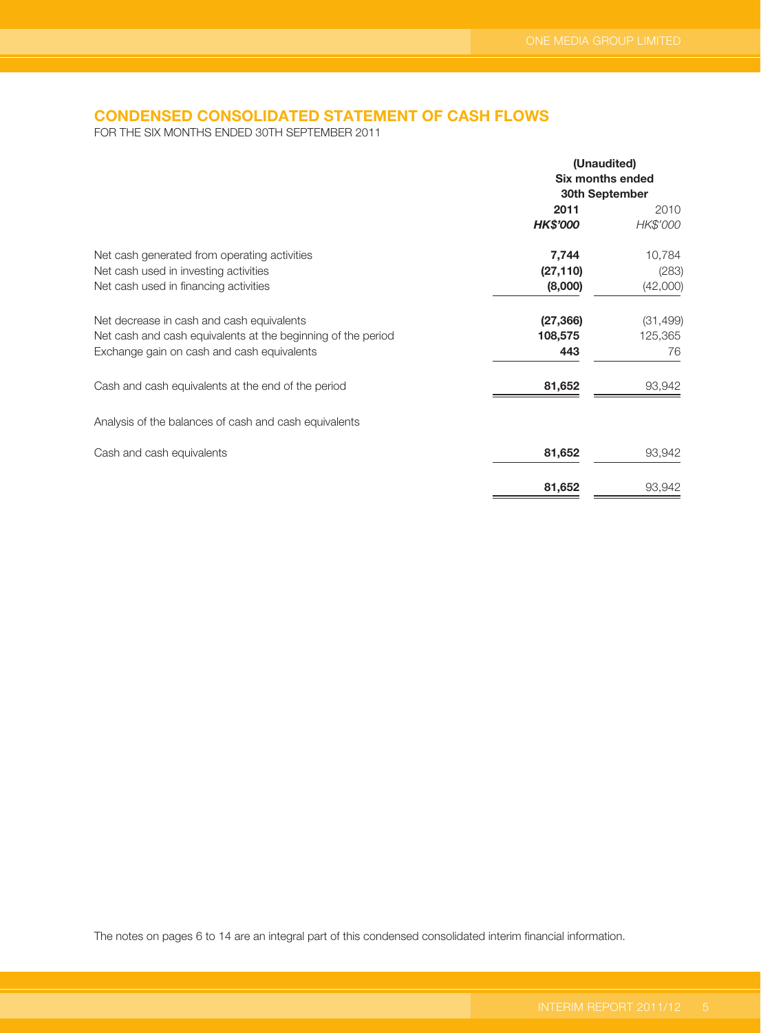## CONDENSED CONSOLIDATED STATEMENT OF CASH FLOWS

FOR THE SIX MONTHS ENDED 30TH SEPTEMBER 2011

| | (Unaudited) Six months ended 30th September | |
|---|---|---|
| | **2011** | 2010 |
| | ***HK$'000*** | *HK$'000* |
| Net cash generated from operating activities | **7,744** | 10,784 |
| Net cash used in investing activities | **(27,110)** | (283) |
| Net cash used in financing activities | **(8,000)** | (42,000) |
| Net decrease in cash and cash equivalents | **(27,366)** | (31,499) |
| Net cash and cash equivalents at the beginning of the period | **108,575** | 125,365 |
| Exchange gain on cash and cash equivalents | **443** | 76 |
| Cash and cash equivalents at the end of the period | **81,652** | 93,942 |
| Analysis of the balances of cash and cash equivalents | | |
| Cash and cash equivalents | **81,652** | 93,942 |
| | **81,652** | 93,942 |

The notes on pages 6 to 14 are an integral part of this condensed consolidated interim financial information.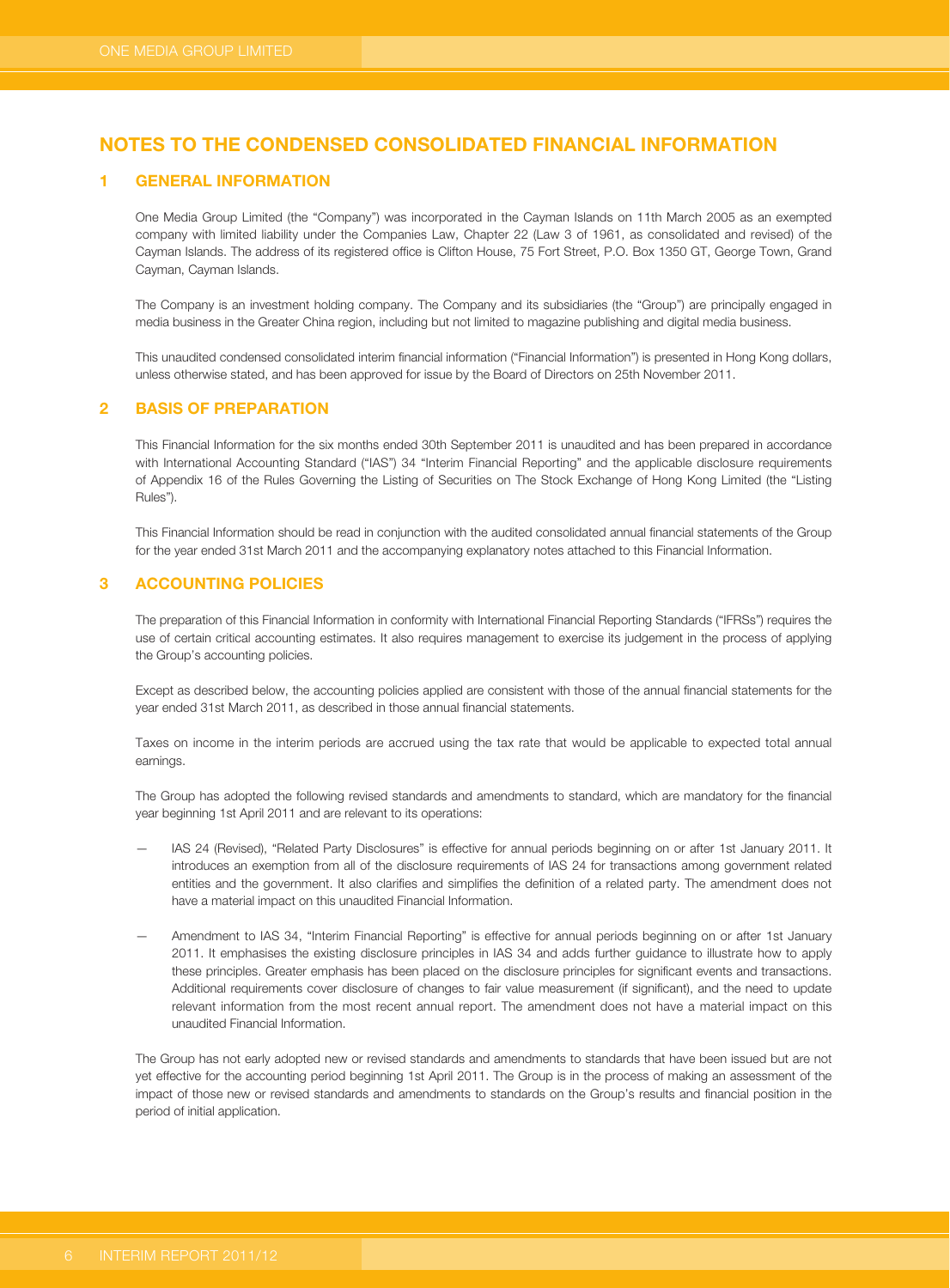# NOTES TO THE CONDENSED CONSOLIDATED FINANCIAL INFORMATION

## 1 GENERAL INFORMATION

One Media Group Limited (the "Company") was incorporated in the Cayman Islands on 11th March 2005 as an exempted company with limited liability under the Companies Law, Chapter 22 (Law 3 of 1961, as consolidated and revised) of the Cayman Islands. The address of its registered office is Clifton House, 75 Fort Street, P.O. Box 1350 GT, George Town, Grand Cayman, Cayman Islands.

The Company is an investment holding company. The Company and its subsidiaries (the "Group") are principally engaged in media business in the Greater China region, including but not limited to magazine publishing and digital media business.

This unaudited condensed consolidated interim financial information ("Financial Information") is presented in Hong Kong dollars, unless otherwise stated, and has been approved for issue by the Board of Directors on 25th November 2011.

## 2 BASIS OF PREPARATION

This Financial Information for the six months ended 30th September 2011 is unaudited and has been prepared in accordance with International Accounting Standard ("IAS") 34 "Interim Financial Reporting" and the applicable disclosure requirements of Appendix 16 of the Rules Governing the Listing of Securities on The Stock Exchange of Hong Kong Limited (the "Listing Rules").

This Financial Information should be read in conjunction with the audited consolidated annual financial statements of the Group for the year ended 31st March 2011 and the accompanying explanatory notes attached to this Financial Information.

## 3 ACCOUNTING POLICIES

The preparation of this Financial Information in conformity with International Financial Reporting Standards ("IFRSs") requires the use of certain critical accounting estimates. It also requires management to exercise its judgement in the process of applying the Group's accounting policies.

Except as described below, the accounting policies applied are consistent with those of the annual financial statements for the year ended 31st March 2011, as described in those annual financial statements.

Taxes on income in the interim periods are accrued using the tax rate that would be applicable to expected total annual earnings.

The Group has adopted the following revised standards and amendments to standard, which are mandatory for the financial year beginning 1st April 2011 and are relevant to its operations:

- IAS 24 (Revised), "Related Party Disclosures" is effective for annual periods beginning on or after 1st January 2011. It introduces an exemption from all of the disclosure requirements of IAS 24 for transactions among government related entities and the government. It also clarifies and simplifies the definition of a related party. The amendment does not have a material impact on this unaudited Financial Information.

- Amendment to IAS 34, "Interim Financial Reporting" is effective for annual periods beginning on or after 1st January 2011. It emphasises the existing disclosure principles in IAS 34 and adds further guidance to illustrate how to apply these principles. Greater emphasis has been placed on the disclosure principles for significant events and transactions. Additional requirements cover disclosure of changes to fair value measurement (if significant), and the need to update relevant information from the most recent annual report. The amendment does not have a material impact on this unaudited Financial Information.

The Group has not early adopted new or revised standards and amendments to standards that have been issued but are not yet effective for the accounting period beginning 1st April 2011. The Group is in the process of making an assessment of the impact of those new or revised standards and amendments to standards on the Group's results and financial position in the period of initial application.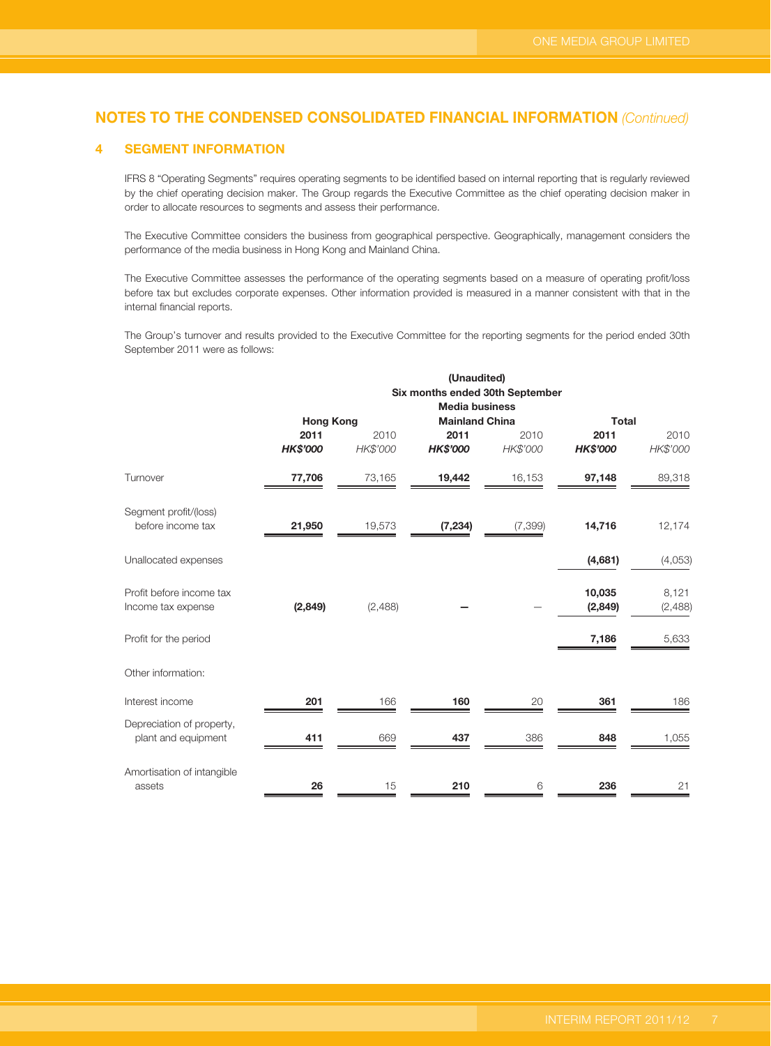## NOTES TO THE CONDENSED CONSOLIDATED FINANCIAL INFORMATION *(Continued)*

### 4 SEGMENT INFORMATION

IFRS 8 "Operating Segments" requires operating segments to be identified based on internal reporting that is regularly reviewed by the chief operating decision maker. The Group regards the Executive Committee as the chief operating decision maker in order to allocate resources to segments and assess their performance.

The Executive Committee considers the business from geographical perspective. Geographically, management considers the performance of the media business in Hong Kong and Mainland China.

The Executive Committee assesses the performance of the operating segments based on a measure of operating profit/loss before tax but excludes corporate expenses. Other information provided is measured in a manner consistent with that in the internal financial reports.

The Group's turnover and results provided to the Executive Committee for the reporting segments for the period ended 30th September 2011 were as follows:

| | (Unaudited) Six months ended 30th September | | | | | |
|---|---|---|---|---|---|---|
| | Media business | | | | | |
| | Hong Kong | | Mainland China | | Total | |
| | **2011** | 2010 | **2011** | 2010 | **2011** | 2010 |
| | ***HK$'000*** | *HK$'000* | ***HK$'000*** | *HK$'000* | ***HK$'000*** | *HK$'000* |
| Turnover | **77,706** | 73,165 | **19,442** | 16,153 | **97,148** | 89,318 |
| Segment profit/(loss) before income tax | **21,950** | 19,573 | **(7,234)** | (7,399) | **14,716** | 12,174 |
| Unallocated expenses | | | | | **(4,681)** | (4,053) |
| Profit before income tax | | | | | **10,035** | 8,121 |
| Income tax expense | **(2,849)** | (2,488) | **–** | – | **(2,849)** | (2,488) |
| Profit for the period | | | | | **7,186** | 5,633 |
| Other information: | | | | | | |
| Interest income | **201** | 166 | **160** | 20 | **361** | 186 |
| Depreciation of property, plant and equipment | **411** | 669 | **437** | 386 | **848** | 1,055 |
| Amortisation of intangible assets | **26** | 15 | **210** | 6 | **236** | 21 |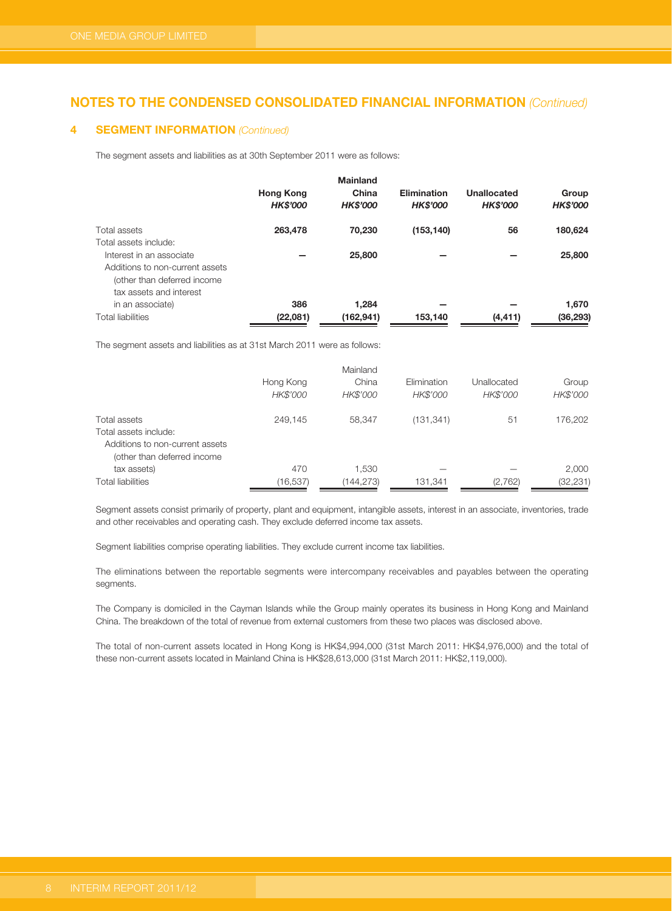## NOTES TO THE CONDENSED CONSOLIDATED FINANCIAL INFORMATION *(Continued)*

### 4 SEGMENT INFORMATION *(Continued)*

The segment assets and liabilities as at 30th September 2011 were as follows:

| | **Hong Kong** *HK$'000* | **Mainland China** *HK$'000* | **Elimination** *HK$'000* | **Unallocated** *HK$'000* | **Group** *HK$'000* |
|---|---|---|---|---|---|
| Total assets | **263,478** | **70,230** | **(153,140)** | **56** | **180,624** |
| Total assets include: | | | | | |
| Interest in an associate | **—** | **25,800** | **—** | **—** | **25,800** |
| Additions to non-current assets (other than deferred income tax assets and interest in an associate) | **386** | **1,284** | **—** | **—** | **1,670** |
| Total liabilities | **(22,081)** | **(162,941)** | **153,140** | **(4,411)** | **(36,293)** |

The segment assets and liabilities as at 31st March 2011 were as follows:

| | Hong Kong *HK$'000* | Mainland China *HK$'000* | Elimination *HK$'000* | Unallocated *HK$'000* | Group *HK$'000* |
|---|---|---|---|---|---|
| Total assets | 249,145 | 58,347 | (131,341) | 51 | 176,202 |
| Total assets include: | | | | | |
| Additions to non-current assets (other than deferred income tax assets) | 470 | 1,530 | — | — | 2,000 |
| Total liabilities | (16,537) | (144,273) | 131,341 | (2,762) | (32,231) |

Segment assets consist primarily of property, plant and equipment, intangible assets, interest in an associate, inventories, trade and other receivables and operating cash. They exclude deferred income tax assets.

Segment liabilities comprise operating liabilities. They exclude current income tax liabilities.

The eliminations between the reportable segments were intercompany receivables and payables between the operating segments.

The Company is domiciled in the Cayman Islands while the Group mainly operates its business in Hong Kong and Mainland China. The breakdown of the total of revenue from external customers from these two places was disclosed above.

The total of non-current assets located in Hong Kong is HK$4,994,000 (31st March 2011: HK$4,976,000) and the total of these non-current assets located in Mainland China is HK$28,613,000 (31st March 2011: HK$2,119,000).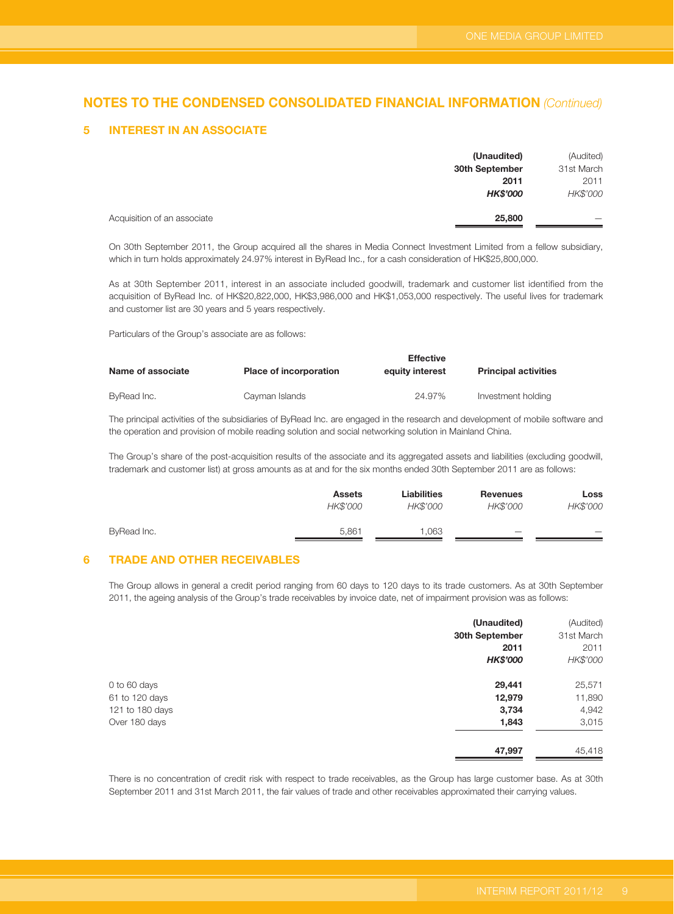## NOTES TO THE CONDENSED CONSOLIDATED FINANCIAL INFORMATION *(Continued)*

### 5 INTEREST IN AN ASSOCIATE

| | **(Unaudited)** | (Audited) |
|---|---|---|
| | **30th September** | 31st March |
| | **2011** | 2011 |
| | ***HK$'000*** | *HK$'000* |
| Acquisition of an associate | **25,800** | — |

On 30th September 2011, the Group acquired all the shares in Media Connect Investment Limited from a fellow subsidiary, which in turn holds approximately 24.97% interest in ByRead Inc., for a cash consideration of HK$25,800,000.

As at 30th September 2011, interest in an associate included goodwill, trademark and customer list identified from the acquisition of ByRead Inc. of HK$20,822,000, HK$3,986,000 and HK$1,053,000 respectively. The useful lives for trademark and customer list are 30 years and 5 years respectively.

Particulars of the Group's associate are as follows:

| Name of associate | Place of incorporation | Effective equity interest | Principal activities |
|---|---|---|---|
| ByRead Inc. | Cayman Islands | 24.97% | Investment holding |

The principal activities of the subsidiaries of ByRead Inc. are engaged in the research and development of mobile software and the operation and provision of mobile reading solution and social networking solution in Mainland China.

The Group's share of the post-acquisition results of the associate and its aggregated assets and liabilities (excluding goodwill, trademark and customer list) at gross amounts as at and for the six months ended 30th September 2011 are as follows:

| | **Assets** | **Liabilities** | **Revenues** | **Loss** |
|---|---|---|---|---|
| | *HK$'000* | *HK$'000* | *HK$'000* | *HK$'000* |
| ByRead Inc. | 5,861 | 1,063 | — | — |

### 6 TRADE AND OTHER RECEIVABLES

The Group allows in general a credit period ranging from 60 days to 120 days to its trade customers. As at 30th September 2011, the ageing analysis of the Group's trade receivables by invoice date, net of impairment provision was as follows:

| | **(Unaudited)** | (Audited) |
|---|---|---|
| | **30th September** | 31st March |
| | **2011** | 2011 |
| | ***HK$'000*** | *HK$'000* |
| 0 to 60 days | **29,441** | 25,571 |
| 61 to 120 days | **12,979** | 11,890 |
| 121 to 180 days | **3,734** | 4,942 |
| Over 180 days | **1,843** | 3,015 |
| | **47,997** | 45,418 |

There is no concentration of credit risk with respect to trade receivables, as the Group has large customer base. As at 30th September 2011 and 31st March 2011, the fair values of trade and other receivables approximated their carrying values.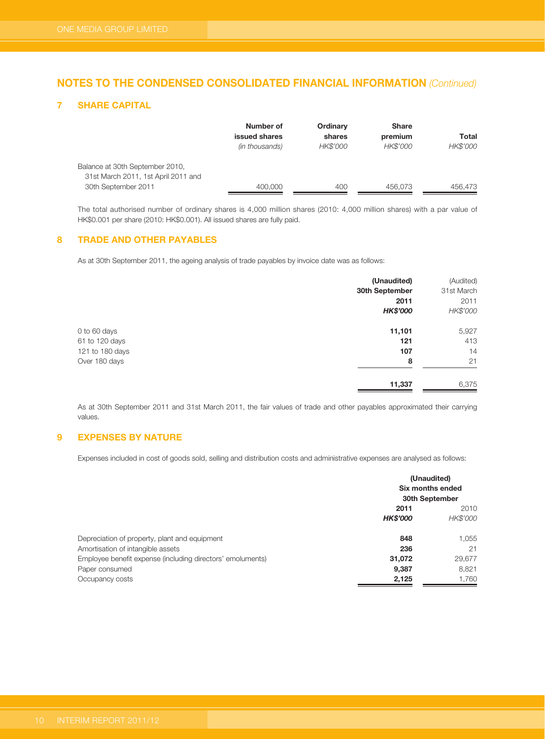## NOTES TO THE CONDENSED CONSOLIDATED FINANCIAL INFORMATION *(Continued)*

### 7 SHARE CAPITAL

| | Number of issued shares *(in thousands)* | Ordinary shares *HK$'000* | Share premium *HK$'000* | Total *HK$'000* |
|---|---|---|---|---|
| Balance at 30th September 2010, 31st March 2011, 1st April 2011 and 30th September 2011 | 400,000 | 400 | 456,073 | 456,473 |

The total authorised number of ordinary shares is 4,000 million shares (2010: 4,000 million shares) with a par value of HK$0.001 per share (2010: HK$0.001). All issued shares are fully paid.

### 8 TRADE AND OTHER PAYABLES

As at 30th September 2011, the ageing analysis of trade payables by invoice date was as follows:

| | **(Unaudited) 30th September 2011** ***HK$'000*** | (Audited) 31st March 2011 *HK$'000* |
|---|---|---|
| 0 to 60 days | **11,101** | 5,927 |
| 61 to 120 days | **121** | 413 |
| 121 to 180 days | **107** | 14 |
| Over 180 days | **8** | 21 |
| | **11,337** | 6,375 |

As at 30th September 2011 and 31st March 2011, the fair values of trade and other payables approximated their carrying values.

### 9 EXPENSES BY NATURE

Expenses included in cost of goods sold, selling and distribution costs and administrative expenses are analysed as follows:

| | **(Unaudited) Six months ended 30th September** | |
|---|---|---|
| | **2011** ***HK$'000*** | 2010 *HK$'000* |
| Depreciation of property, plant and equipment | **848** | 1,055 |
| Amortisation of intangible assets | **236** | 21 |
| Employee benefit expense (including directors' emoluments) | **31,072** | 29,677 |
| Paper consumed | **9,387** | 8,821 |
| Occupancy costs | **2,125** | 1,760 |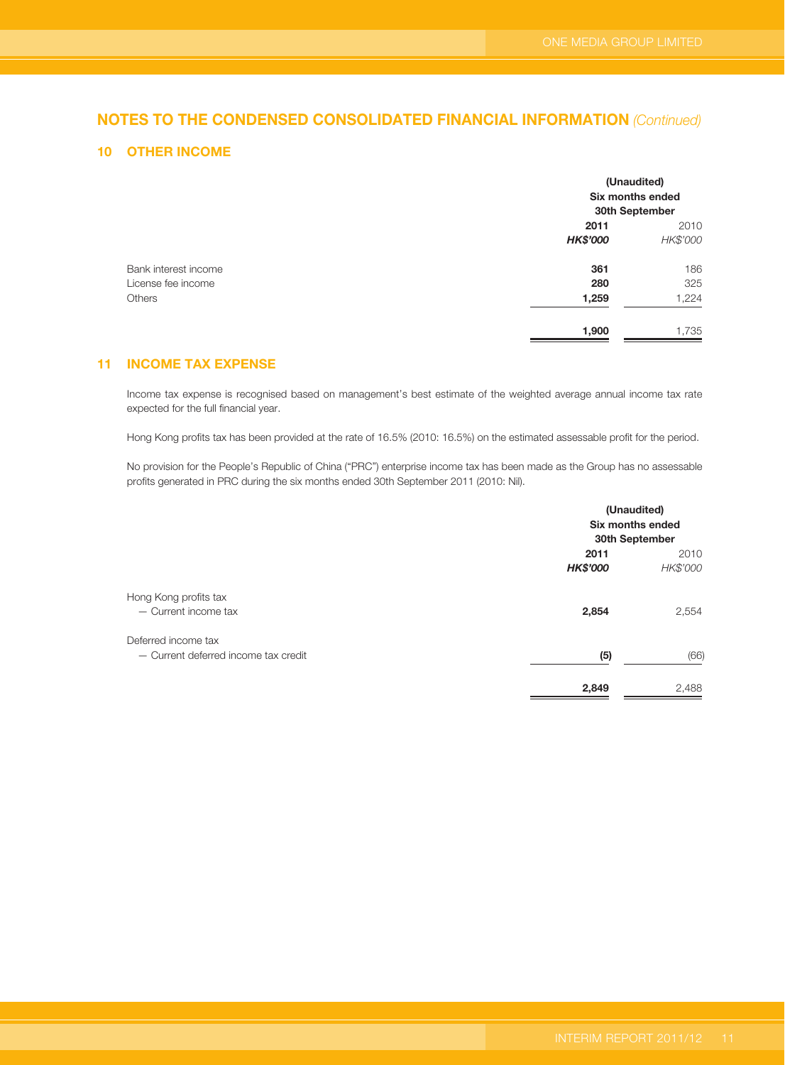## NOTES TO THE CONDENSED CONSOLIDATED FINANCIAL INFORMATION *(Continued)*

### 10 OTHER INCOME

| | (Unaudited) Six months ended 30th September | |
|---|---|---|
| | **2011** | 2010 |
| | ***HK$'000*** | *HK$'000* |
| Bank interest income | **361** | 186 |
| License fee income | **280** | 325 |
| Others | **1,259** | 1,224 |
| | **1,900** | 1,735 |

### 11 INCOME TAX EXPENSE

Income tax expense is recognised based on management's best estimate of the weighted average annual income tax rate expected for the full financial year.

Hong Kong profits tax has been provided at the rate of 16.5% (2010: 16.5%) on the estimated assessable profit for the period.

No provision for the People's Republic of China ("PRC") enterprise income tax has been made as the Group has no assessable profits generated in PRC during the six months ended 30th September 2011 (2010: Nil).

| | (Unaudited) Six months ended 30th September | |
|---|---|---|
| | **2011** | 2010 |
| | ***HK$'000*** | *HK$'000* |
| Hong Kong profits tax | | |
| — Current income tax | **2,854** | 2,554 |
| Deferred income tax | | |
| — Current deferred income tax credit | **(5)** | (66) |
| | **2,849** | 2,488 |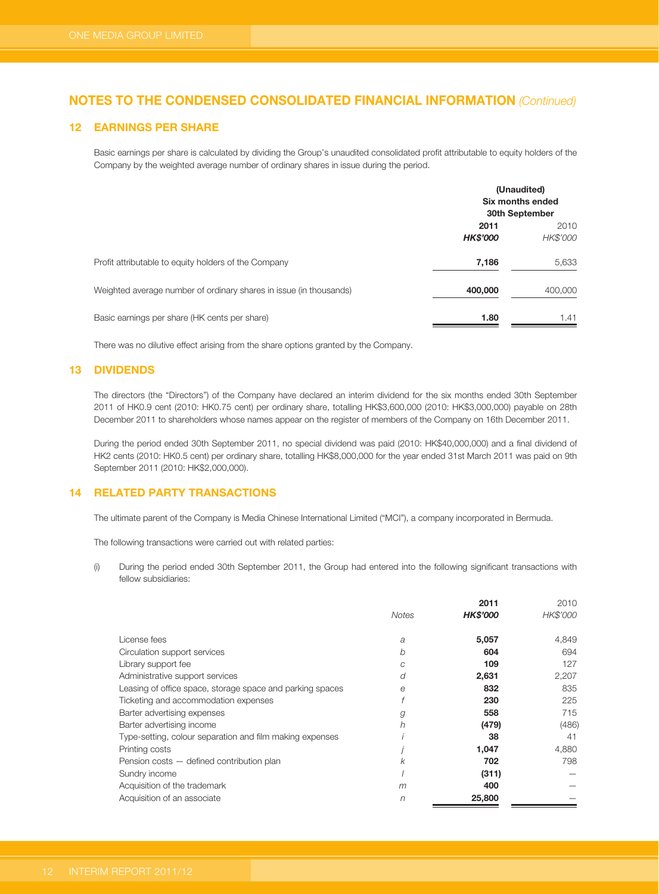## NOTES TO THE CONDENSED CONSOLIDATED FINANCIAL INFORMATION *(Continued)*

### 12 EARNINGS PER SHARE

Basic earnings per share is calculated by dividing the Group's unaudited consolidated profit attributable to equity holders of the Company by the weighted average number of ordinary shares in issue during the period.

| | (Unaudited) Six months ended 30th September | |
|---|---|---|
| | **2011** | 2010 |
| | ***HK$'000*** | *HK$'000* |
| Profit attributable to equity holders of the Company | **7,186** | 5,633 |
| Weighted average number of ordinary shares in issue (in thousands) | **400,000** | 400,000 |
| Basic earnings per share (HK cents per share) | **1.80** | 1.41 |

There was no dilutive effect arising from the share options granted by the Company.

### 13 DIVIDENDS

The directors (the "Directors") of the Company have declared an interim dividend for the six months ended 30th September 2011 of HK0.9 cent (2010: HK0.75 cent) per ordinary share, totalling HK$3,600,000 (2010: HK$3,000,000) payable on 28th December 2011 to shareholders whose names appear on the register of members of the Company on 16th December 2011.

During the period ended 30th September 2011, no special dividend was paid (2010: HK$40,000,000) and a final dividend of HK2 cents (2010: HK0.5 cent) per ordinary share, totalling HK$8,000,000 for the year ended 31st March 2011 was paid on 9th September 2011 (2010: HK$2,000,000).

### 14 RELATED PARTY TRANSACTIONS

The ultimate parent of the Company is Media Chinese International Limited ("MCI"), a company incorporated in Bermuda.

The following transactions were carried out with related parties:

(i) During the period ended 30th September 2011, the Group had entered into the following significant transactions with fellow subsidiaries:

| | *Notes* | **2011** ***HK$'000*** | 2010 *HK$'000* |
|---|---|---|---|
| License fees | *a* | **5,057** | 4,849 |
| Circulation support services | *b* | **604** | 694 |
| Library support fee | *c* | **109** | 127 |
| Administrative support services | *d* | **2,631** | 2,207 |
| Leasing of office space, storage space and parking spaces | *e* | **832** | 835 |
| Ticketing and accommodation expenses | *f* | **230** | 225 |
| Barter advertising expenses | *g* | **558** | 715 |
| Barter advertising income | *h* | **(479)** | (486) |
| Type-setting, colour separation and film making expenses | *i* | **38** | 41 |
| Printing costs | *j* | **1,047** | 4,880 |
| Pension costs — defined contribution plan | *k* | **702** | 798 |
| Sundry income | *l* | **(311)** | — |
| Acquisition of the trademark | *m* | **400** | — |
| Acquisition of an associate | *n* | **25,800** | — |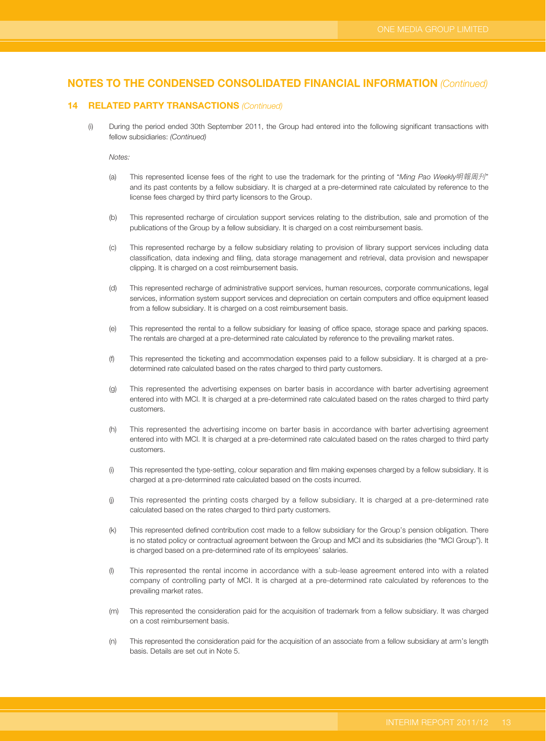## NOTES TO THE CONDENSED CONSOLIDATED FINANCIAL INFORMATION *(Continued)*

### 14 RELATED PARTY TRANSACTIONS *(Continued)*

(i) During the period ended 30th September 2011, the Group had entered into the following significant transactions with fellow subsidiaries: *(Continued)*

*Notes:*

(a) This represented license fees of the right to use the trademark for the printing of "*Ming Pao Weekly明報周刊*" and its past contents by a fellow subsidiary. It is charged at a pre-determined rate calculated by reference to the license fees charged by third party licensors to the Group.

(b) This represented recharge of circulation support services relating to the distribution, sale and promotion of the publications of the Group by a fellow subsidiary. It is charged on a cost reimbursement basis.

(c) This represented recharge by a fellow subsidiary relating to provision of library support services including data classification, data indexing and filing, data storage management and retrieval, data provision and newspaper clipping. It is charged on a cost reimbursement basis.

(d) This represented recharge of administrative support services, human resources, corporate communications, legal services, information system support services and depreciation on certain computers and office equipment leased from a fellow subsidiary. It is charged on a cost reimbursement basis.

(e) This represented the rental to a fellow subsidiary for leasing of office space, storage space and parking spaces. The rentals are charged at a pre-determined rate calculated by reference to the prevailing market rates.

(f) This represented the ticketing and accommodation expenses paid to a fellow subsidiary. It is charged at a pre-determined rate calculated based on the rates charged to third party customers.

(g) This represented the advertising expenses on barter basis in accordance with barter advertising agreement entered into with MCI. It is charged at a pre-determined rate calculated based on the rates charged to third party customers.

(h) This represented the advertising income on barter basis in accordance with barter advertising agreement entered into with MCI. It is charged at a pre-determined rate calculated based on the rates charged to third party customers.

(i) This represented the type-setting, colour separation and film making expenses charged by a fellow subsidiary. It is charged at a pre-determined rate calculated based on the costs incurred.

(j) This represented the printing costs charged by a fellow subsidiary. It is charged at a pre-determined rate calculated based on the rates charged to third party customers.

(k) This represented defined contribution cost made to a fellow subsidiary for the Group's pension obligation. There is no stated policy or contractual agreement between the Group and MCI and its subsidiaries (the "MCI Group"). It is charged based on a pre-determined rate of its employees' salaries.

(l) This represented the rental income in accordance with a sub-lease agreement entered into with a related company of controlling party of MCI. It is charged at a pre-determined rate calculated by references to the prevailing market rates.

(m) This represented the consideration paid for the acquisition of trademark from a fellow subsidiary. It was charged on a cost reimbursement basis.

(n) This represented the consideration paid for the acquisition of an associate from a fellow subsidiary at arm's length basis. Details are set out in Note 5.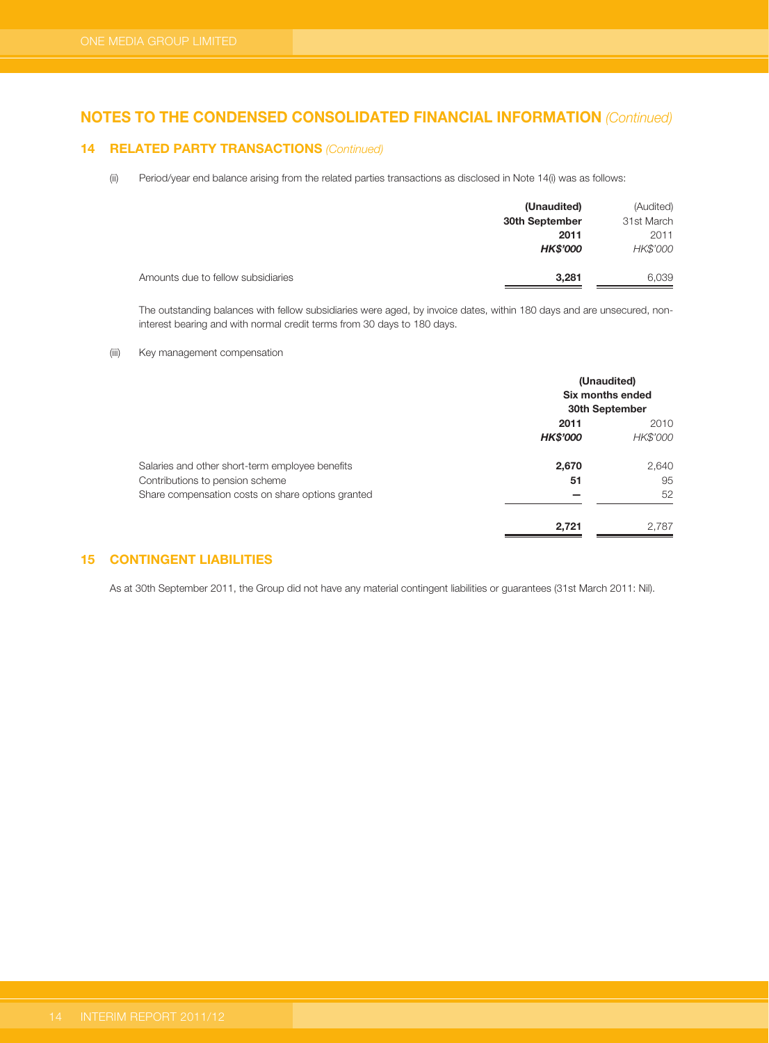## NOTES TO THE CONDENSED CONSOLIDATED FINANCIAL INFORMATION *(Continued)*

### 14 RELATED PARTY TRANSACTIONS *(Continued)*

(ii) Period/year end balance arising from the related parties transactions as disclosed in Note 14(i) was as follows:

| | **(Unaudited) 30th September 2011** ***HK$'000*** | (Audited) 31st March 2011 *HK$'000* |
|---|---|---|
| Amounts due to fellow subsidiaries | **3,281** | 6,039 |

The outstanding balances with fellow subsidiaries were aged, by invoice dates, within 180 days and are unsecured, non-interest bearing and with normal credit terms from 30 days to 180 days.

(iii) Key management compensation

| | **(Unaudited) Six months ended 30th September** | |
|---|---|---|
| | **2011** ***HK$'000*** | 2010 *HK$'000* |
| Salaries and other short-term employee benefits | **2,670** | 2,640 |
| Contributions to pension scheme | **51** | 95 |
| Share compensation costs on share options granted | **–** | 52 |
| | **2,721** | 2,787 |

### 15 CONTINGENT LIABILITIES

As at 30th September 2011, the Group did not have any material contingent liabilities or guarantees (31st March 2011: Nil).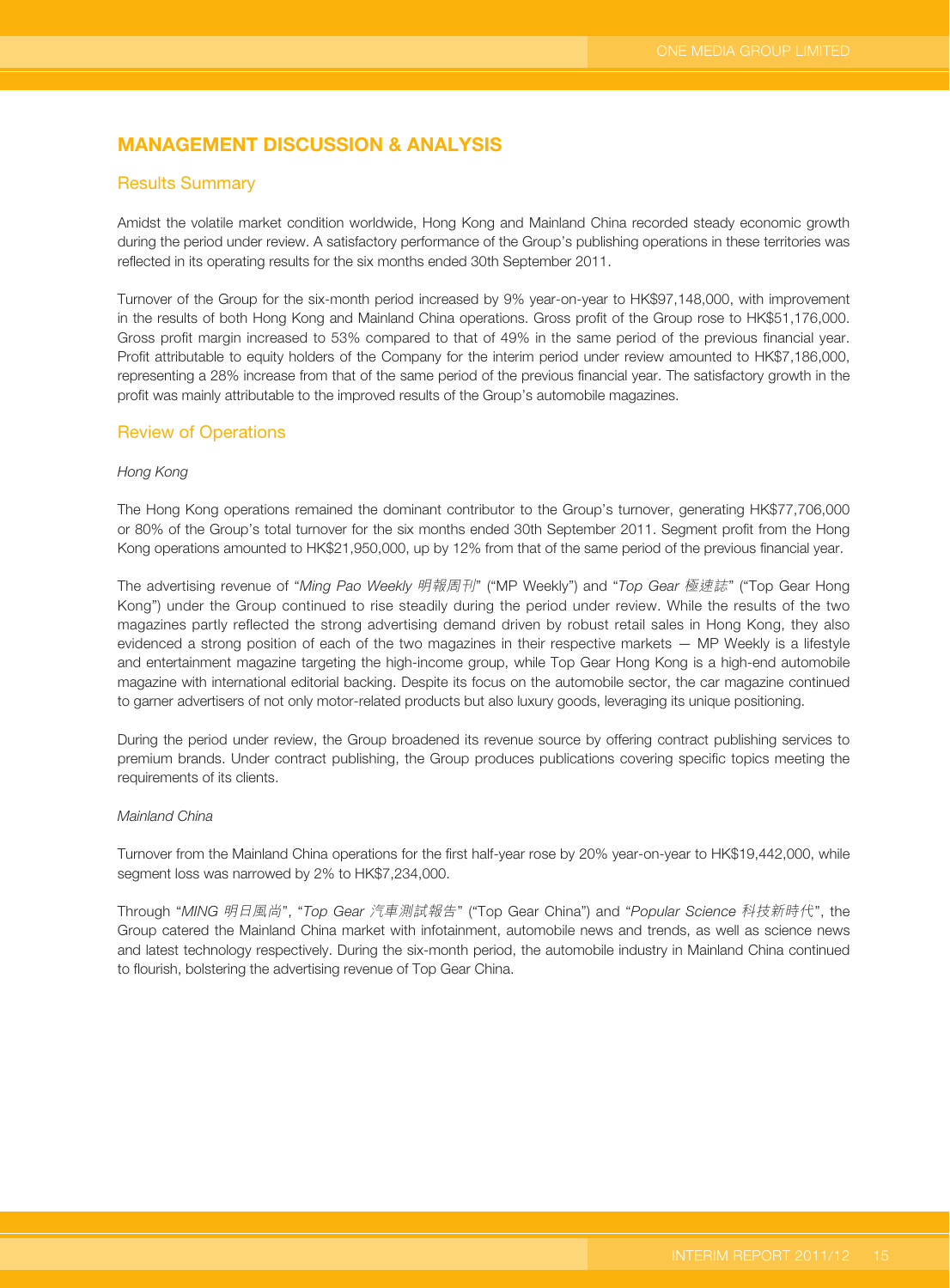# MANAGEMENT DISCUSSION & ANALYSIS

## Results Summary

Amidst the volatile market condition worldwide, Hong Kong and Mainland China recorded steady economic growth during the period under review. A satisfactory performance of the Group's publishing operations in these territories was reflected in its operating results for the six months ended 30th September 2011.

Turnover of the Group for the six-month period increased by 9% year-on-year to HK$97,148,000, with improvement in the results of both Hong Kong and Mainland China operations. Gross profit of the Group rose to HK$51,176,000. Gross profit margin increased to 53% compared to that of 49% in the same period of the previous financial year. Profit attributable to equity holders of the Company for the interim period under review amounted to HK$7,186,000, representing a 28% increase from that of the same period of the previous financial year. The satisfactory growth in the profit was mainly attributable to the improved results of the Group's automobile magazines.

## Review of Operations

*Hong Kong*

The Hong Kong operations remained the dominant contributor to the Group's turnover, generating HK$77,706,000 or 80% of the Group's total turnover for the six months ended 30th September 2011. Segment profit from the Hong Kong operations amounted to HK$21,950,000, up by 12% from that of the same period of the previous financial year.

The advertising revenue of "*Ming Pao Weekly 明報周刊*" ("MP Weekly") and "*Top Gear 極速誌*" ("Top Gear Hong Kong") under the Group continued to rise steadily during the period under review. While the results of the two magazines partly reflected the strong advertising demand driven by robust retail sales in Hong Kong, they also evidenced a strong position of each of the two magazines in their respective markets — MP Weekly is a lifestyle and entertainment magazine targeting the high-income group, while Top Gear Hong Kong is a high-end automobile magazine with international editorial backing. Despite its focus on the automobile sector, the car magazine continued to garner advertisers of not only motor-related products but also luxury goods, leveraging its unique positioning.

During the period under review, the Group broadened its revenue source by offering contract publishing services to premium brands. Under contract publishing, the Group produces publications covering specific topics meeting the requirements of its clients.

*Mainland China*

Turnover from the Mainland China operations for the first half-year rose by 20% year-on-year to HK$19,442,000, while segment loss was narrowed by 2% to HK$7,234,000.

Through "*MING 明日風尚*", "*Top Gear 汽車測試報告*" ("Top Gear China") and "*Popular Science 科技新時代*", the Group catered the Mainland China market with infotainment, automobile news and trends, as well as science news and latest technology respectively. During the six-month period, the automobile industry in Mainland China continued to flourish, bolstering the advertising revenue of Top Gear China.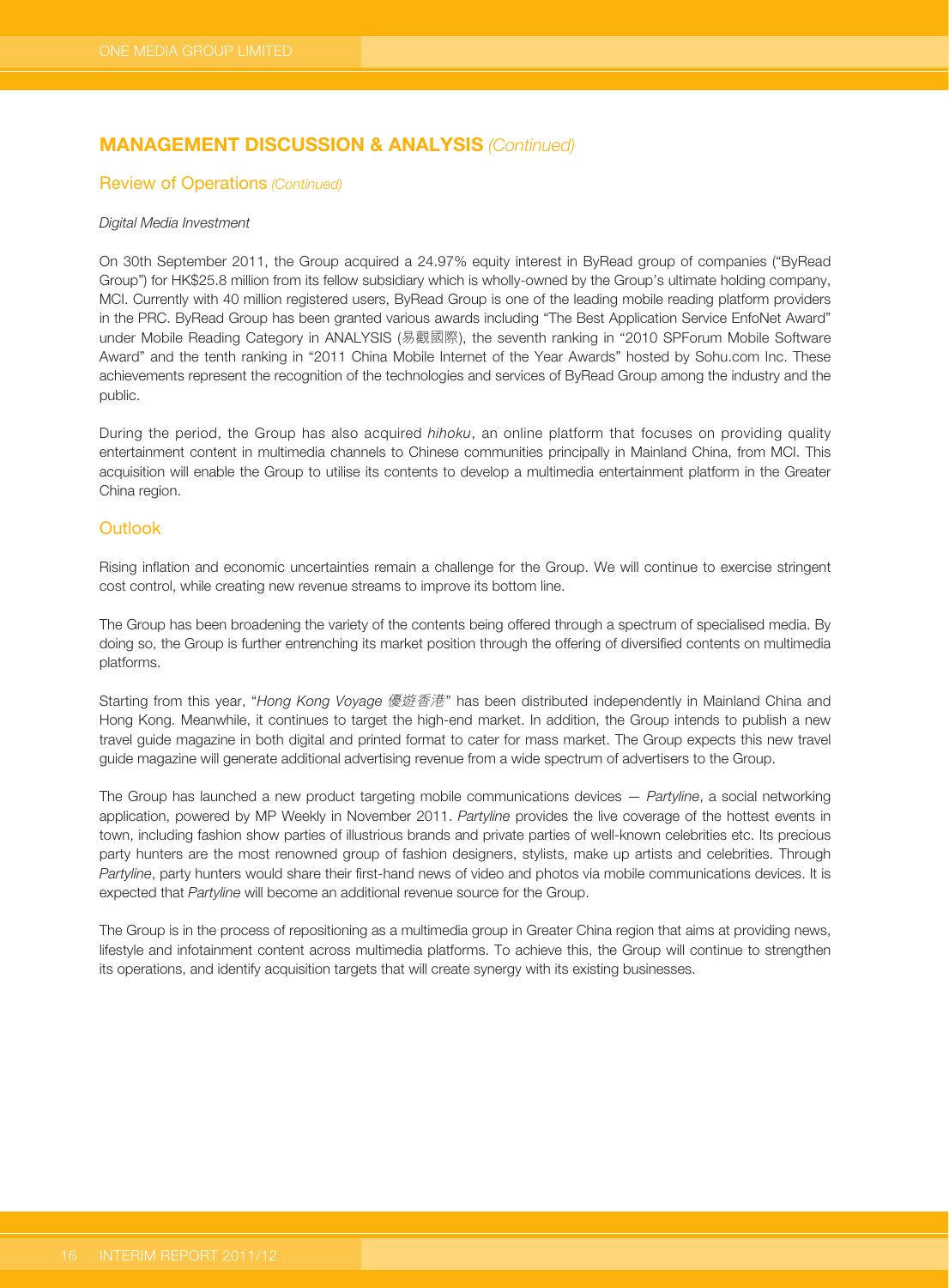## MANAGEMENT DISCUSSION & ANALYSIS *(Continued)*

### Review of Operations *(Continued)*

*Digital Media Investment*

On 30th September 2011, the Group acquired a 24.97% equity interest in ByRead group of companies ("ByRead Group") for HK$25.8 million from its fellow subsidiary which is wholly-owned by the Group's ultimate holding company, MCI. Currently with 40 million registered users, ByRead Group is one of the leading mobile reading platform providers in the PRC. ByRead Group has been granted various awards including "The Best Application Service EnfoNet Award" under Mobile Reading Category in ANALYSIS (易觀國際), the seventh ranking in "2010 SPForum Mobile Software Award" and the tenth ranking in "2011 China Mobile Internet of the Year Awards" hosted by Sohu.com Inc. These achievements represent the recognition of the technologies and services of ByRead Group among the industry and the public.

During the period, the Group has also acquired *hihoku*, an online platform that focuses on providing quality entertainment content in multimedia channels to Chinese communities principally in Mainland China, from MCI. This acquisition will enable the Group to utilise its contents to develop a multimedia entertainment platform in the Greater China region.

### Outlook

Rising inflation and economic uncertainties remain a challenge for the Group. We will continue to exercise stringent cost control, while creating new revenue streams to improve its bottom line.

The Group has been broadening the variety of the contents being offered through a spectrum of specialised media. By doing so, the Group is further entrenching its market position through the offering of diversified contents on multimedia platforms.

Starting from this year, "*Hong Kong Voyage 優遊香港*" has been distributed independently in Mainland China and Hong Kong. Meanwhile, it continues to target the high-end market. In addition, the Group intends to publish a new travel guide magazine in both digital and printed format to cater for mass market. The Group expects this new travel guide magazine will generate additional advertising revenue from a wide spectrum of advertisers to the Group.

The Group has launched a new product targeting mobile communications devices — *Partyline*, a social networking application, powered by MP Weekly in November 2011. *Partyline* provides the live coverage of the hottest events in town, including fashion show parties of illustrious brands and private parties of well-known celebrities etc. Its precious party hunters are the most renowned group of fashion designers, stylists, make up artists and celebrities. Through *Partyline*, party hunters would share their first-hand news of video and photos via mobile communications devices. It is expected that *Partyline* will become an additional revenue source for the Group.

The Group is in the process of repositioning as a multimedia group in Greater China region that aims at providing news, lifestyle and infotainment content across multimedia platforms. To achieve this, the Group will continue to strengthen its operations, and identify acquisition targets that will create synergy with its existing businesses.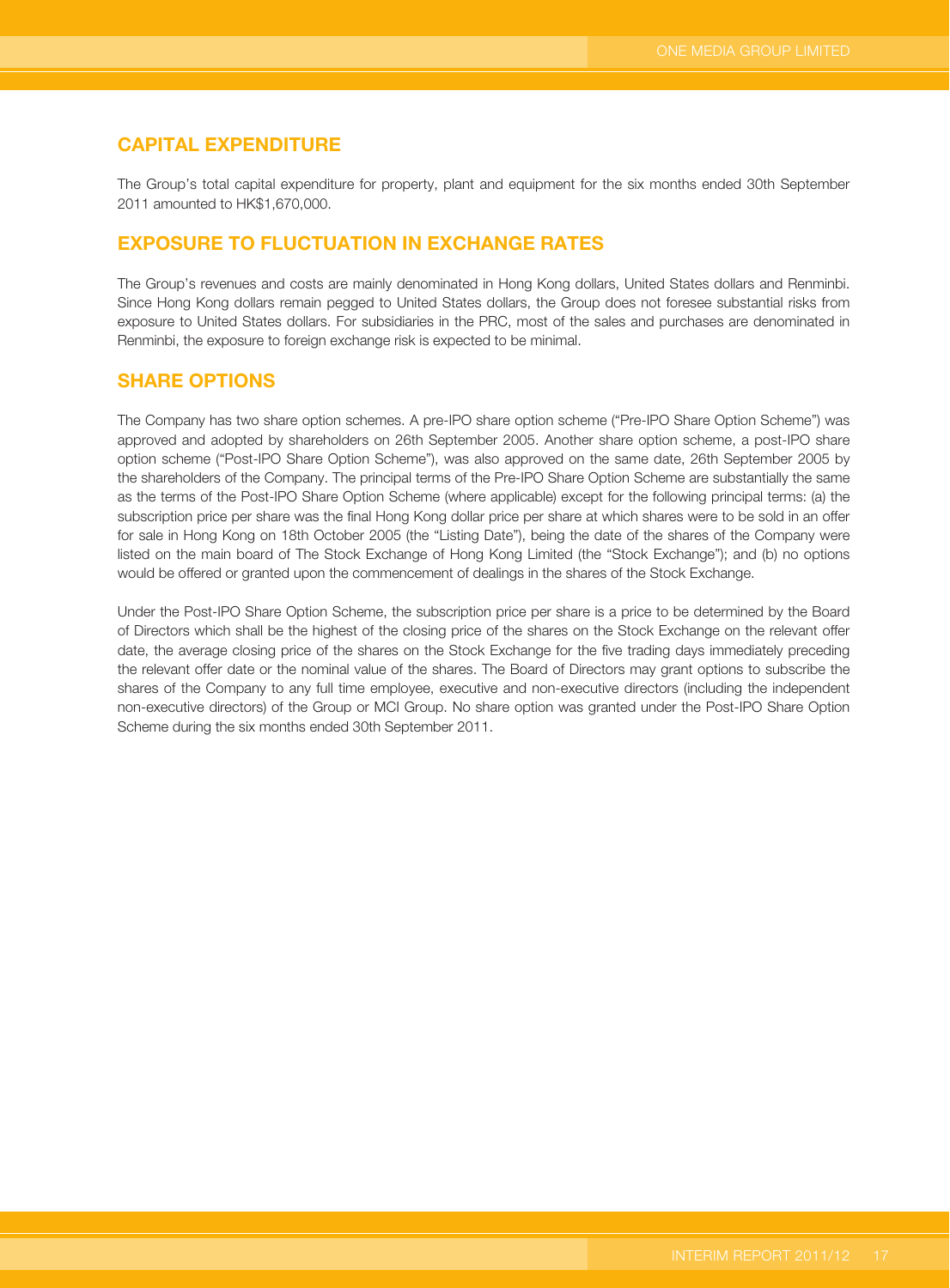## CAPITAL EXPENDITURE

The Group's total capital expenditure for property, plant and equipment for the six months ended 30th September 2011 amounted to HK$1,670,000.

## EXPOSURE TO FLUCTUATION IN EXCHANGE RATES

The Group's revenues and costs are mainly denominated in Hong Kong dollars, United States dollars and Renminbi. Since Hong Kong dollars remain pegged to United States dollars, the Group does not foresee substantial risks from exposure to United States dollars. For subsidiaries in the PRC, most of the sales and purchases are denominated in Renminbi, the exposure to foreign exchange risk is expected to be minimal.

## SHARE OPTIONS

The Company has two share option schemes. A pre-IPO share option scheme ("Pre-IPO Share Option Scheme") was approved and adopted by shareholders on 26th September 2005. Another share option scheme, a post-IPO share option scheme ("Post-IPO Share Option Scheme"), was also approved on the same date, 26th September 2005 by the shareholders of the Company. The principal terms of the Pre-IPO Share Option Scheme are substantially the same as the terms of the Post-IPO Share Option Scheme (where applicable) except for the following principal terms: (a) the subscription price per share was the final Hong Kong dollar price per share at which shares were to be sold in an offer for sale in Hong Kong on 18th October 2005 (the "Listing Date"), being the date of the shares of the Company were listed on the main board of The Stock Exchange of Hong Kong Limited (the "Stock Exchange"); and (b) no options would be offered or granted upon the commencement of dealings in the shares of the Stock Exchange.

Under the Post-IPO Share Option Scheme, the subscription price per share is a price to be determined by the Board of Directors which shall be the highest of the closing price of the shares on the Stock Exchange on the relevant offer date, the average closing price of the shares on the Stock Exchange for the five trading days immediately preceding the relevant offer date or the nominal value of the shares. The Board of Directors may grant options to subscribe the shares of the Company to any full time employee, executive and non-executive directors (including the independent non-executive directors) of the Group or MCI Group. No share option was granted under the Post-IPO Share Option Scheme during the six months ended 30th September 2011.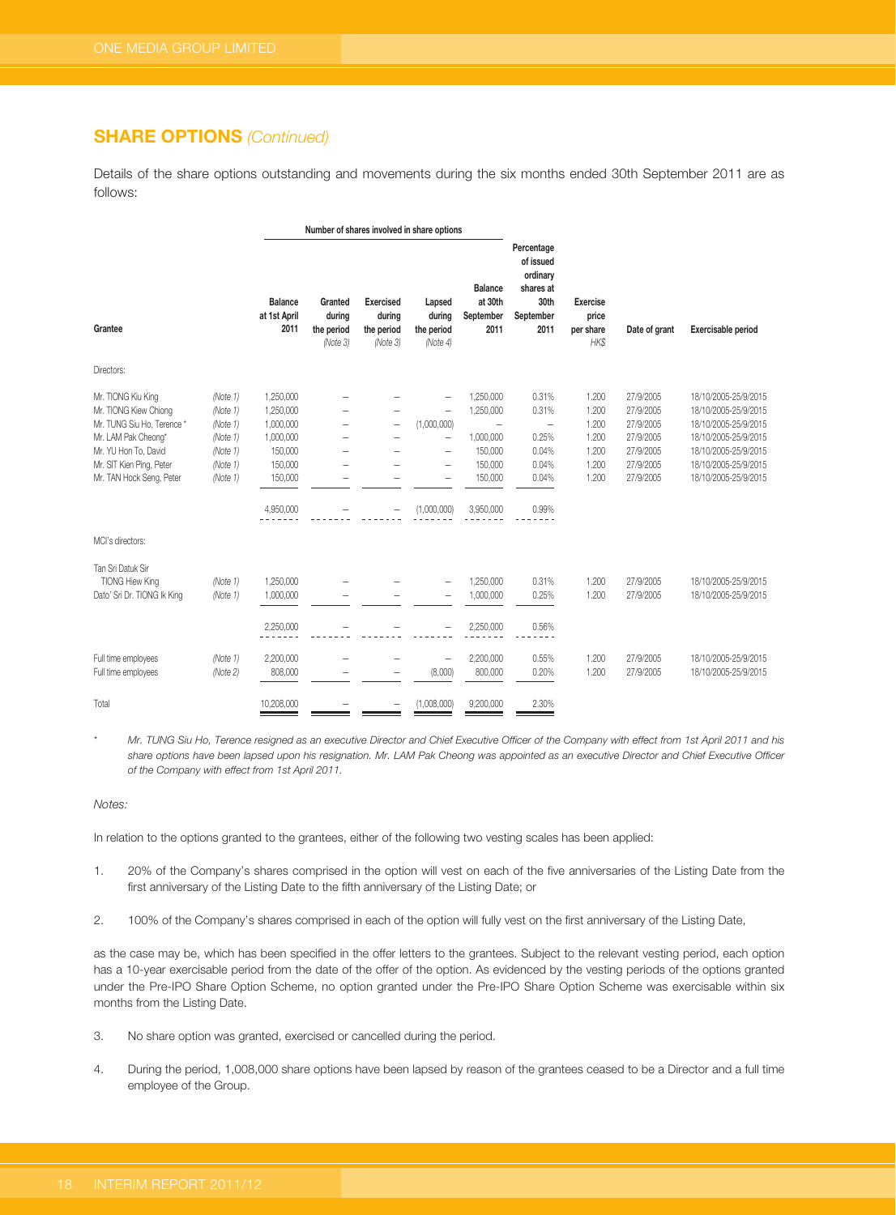## SHARE OPTIONS *(Continued)*

Details of the share options outstanding and movements during the six months ended 30th September 2011 are as follows:

| Grantee | | Number of shares involved in share options | | | | | | | | |
|---|---|---|---|---|---|---|---|---|---|---|
| | | Balance at 1st April 2011 | Granted during the period (Note 3) | Exercised during the period (Note 3) | Lapsed during the period (Note 4) | Balance at 30th September 2011 | Percentage of issued ordinary shares at 30th September 2011 | Exercise price per share HK$ | Date of grant | Exercisable period |
| Directors: | | | | | | | | | | |
| Mr. TIONG Kiu King | (Note 1) | 1,250,000 | – | – | – | 1,250,000 | 0.31% | 1.200 | 27/9/2005 | 18/10/2005-25/9/2015 |
| Mr. TIONG Kiew Chiong | (Note 1) | 1,250,000 | – | – | – | 1,250,000 | 0.31% | 1.200 | 27/9/2005 | 18/10/2005-25/9/2015 |
| Mr. TUNG Siu Ho, Terence * | (Note 1) | 1,000,000 | – | – | (1,000,000) | – | – | 1.200 | 27/9/2005 | 18/10/2005-25/9/2015 |
| Mr. LAM Pak Cheong* | (Note 1) | 1,000,000 | – | – | – | 1,000,000 | 0.25% | 1.200 | 27/9/2005 | 18/10/2005-25/9/2015 |
| Mr. YU Hon To, David | (Note 1) | 150,000 | – | – | – | 150,000 | 0.04% | 1.200 | 27/9/2005 | 18/10/2005-25/9/2015 |
| Mr. SIT Kien Ping, Peter | (Note 1) | 150,000 | – | – | – | 150,000 | 0.04% | 1.200 | 27/9/2005 | 18/10/2005-25/9/2015 |
| Mr. TAN Hock Seng, Peter | (Note 1) | 150,000 | – | – | – | 150,000 | 0.04% | 1.200 | 27/9/2005 | 18/10/2005-25/9/2015 |
| | | 4,950,000 | – | – | (1,000,000) | 3,950,000 | 0.99% | | | |
| MCI's directors: | | | | | | | | | | |
| Tan Sri Datuk Sir TIONG Hiew King | (Note 1) | 1,250,000 | – | – | – | 1,250,000 | 0.31% | 1.200 | 27/9/2005 | 18/10/2005-25/9/2015 |
| Dato' Sri Dr. TIONG Ik King | (Note 1) | 1,000,000 | – | – | – | 1,000,000 | 0.25% | 1.200 | 27/9/2005 | 18/10/2005-25/9/2015 |
| | | 2,250,000 | – | – | – | 2,250,000 | 0.56% | | | |
| Full time employees | (Note 1) | 2,200,000 | – | – | – | 2,200,000 | 0.55% | 1.200 | 27/9/2005 | 18/10/2005-25/9/2015 |
| Full time employees | (Note 2) | 808,000 | – | – | (8,000) | 800,000 | 0.20% | 1.200 | 27/9/2005 | 18/10/2005-25/9/2015 |
| Total | | 10,208,000 | – | – | (1,008,000) | 9,200,000 | 2.30% | | | |

\* *Mr. TUNG Siu Ho, Terence resigned as an executive Director and Chief Executive Officer of the Company with effect from 1st April 2011 and his share options have been lapsed upon his resignation. Mr. LAM Pak Cheong was appointed as an executive Director and Chief Executive Officer of the Company with effect from 1st April 2011.*

*Notes:*

In relation to the options granted to the grantees, either of the following two vesting scales has been applied:

1. 20% of the Company's shares comprised in the option will vest on each of the five anniversaries of the Listing Date from the first anniversary of the Listing Date to the fifth anniversary of the Listing Date; or

2. 100% of the Company's shares comprised in each of the option will fully vest on the first anniversary of the Listing Date,

as the case may be, which has been specified in the offer letters to the grantees. Subject to the relevant vesting period, each option has a 10-year exercisable period from the date of the offer of the option. As evidenced by the vesting periods of the options granted under the Pre-IPO Share Option Scheme, no option granted under the Pre-IPO Share Option Scheme was exercisable within six months from the Listing Date.

3. No share option was granted, exercised or cancelled during the period.

4. During the period, 1,008,000 share options have been lapsed by reason of the grantees ceased to be a Director and a full time employee of the Group.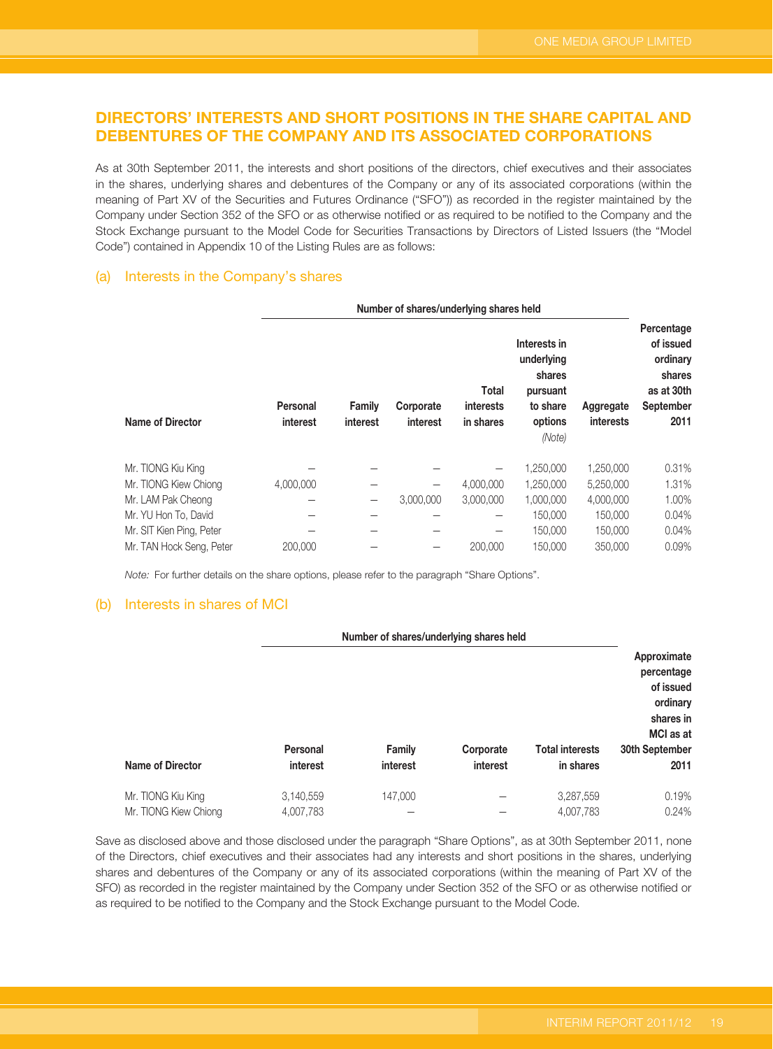## DIRECTORS' INTERESTS AND SHORT POSITIONS IN THE SHARE CAPITAL AND DEBENTURES OF THE COMPANY AND ITS ASSOCIATED CORPORATIONS

As at 30th September 2011, the interests and short positions of the directors, chief executives and their associates in the shares, underlying shares and debentures of the Company or any of its associated corporations (within the meaning of Part XV of the Securities and Futures Ordinance ("SFO")) as recorded in the register maintained by the Company under Section 352 of the SFO or as otherwise notified or as required to be notified to the Company and the Stock Exchange pursuant to the Model Code for Securities Transactions by Directors of Listed Issuers (the "Model Code") contained in Appendix 10 of the Listing Rules are as follows:

### (a) Interests in the Company's shares

| | Number of shares/underlying shares held | | | | | | |
|---|---|---|---|---|---|---|---|
| **Name of Director** | **Personal interest** | **Family interest** | **Corporate interest** | **Total interests in shares** | **Interests in underlying shares pursuant to share options** *(Note)* | **Aggregate interests** | **Percentage of issued ordinary shares as at 30th September 2011** |
| Mr. TIONG Kiu King | – | – | – | – | 1,250,000 | 1,250,000 | 0.31% |
| Mr. TIONG Kiew Chiong | 4,000,000 | – | – | 4,000,000 | 1,250,000 | 5,250,000 | 1.31% |
| Mr. LAM Pak Cheong | – | – | 3,000,000 | 3,000,000 | 1,000,000 | 4,000,000 | 1.00% |
| Mr. YU Hon To, David | – | – | – | – | 150,000 | 150,000 | 0.04% |
| Mr. SIT Kien Ping, Peter | – | – | – | – | 150,000 | 150,000 | 0.04% |
| Mr. TAN Hock Seng, Peter | 200,000 | – | – | 200,000 | 150,000 | 350,000 | 0.09% |

*Note:* For further details on the share options, please refer to the paragraph "Share Options".

### (b) Interests in shares of MCI

| | Number of shares/underlying shares held | | | | |
|---|---|---|---|---|---|
| **Name of Director** | **Personal interest** | **Family interest** | **Corporate interest** | **Total interests in shares** | **Approximate percentage of issued ordinary shares in MCI as at 30th September 2011** |
| Mr. TIONG Kiu King | 3,140,559 | 147,000 | – | 3,287,559 | 0.19% |
| Mr. TIONG Kiew Chiong | 4,007,783 | – | – | 4,007,783 | 0.24% |

Save as disclosed above and those disclosed under the paragraph "Share Options", as at 30th September 2011, none of the Directors, chief executives and their associates had any interests and short positions in the shares, underlying shares and debentures of the Company or any of its associated corporations (within the meaning of Part XV of the SFO) as recorded in the register maintained by the Company under Section 352 of the SFO or as otherwise notified or as required to be notified to the Company and the Stock Exchange pursuant to the Model Code.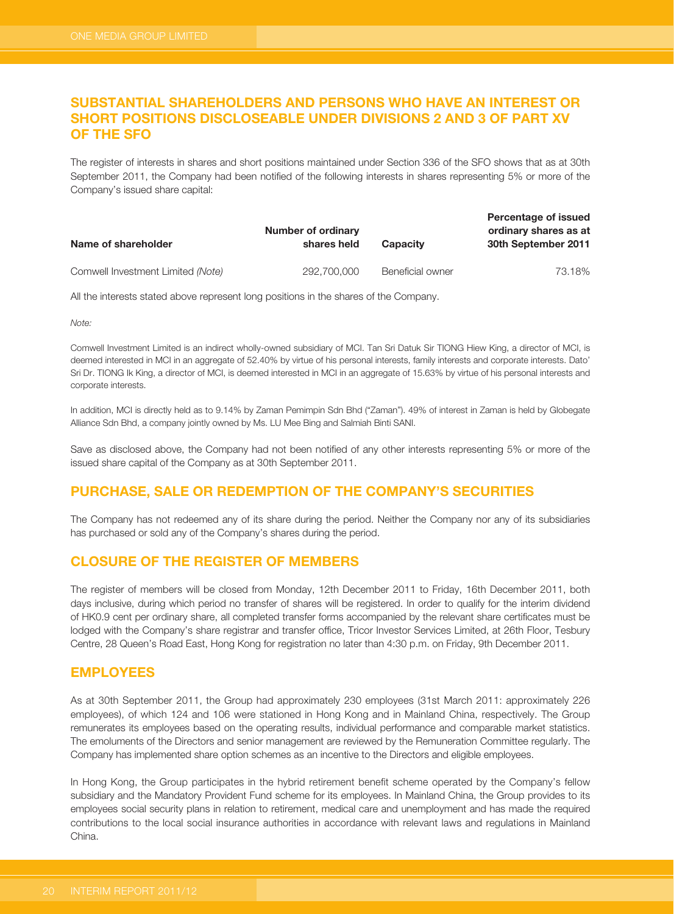## SUBSTANTIAL SHAREHOLDERS AND PERSONS WHO HAVE AN INTEREST OR SHORT POSITIONS DISCLOSEABLE UNDER DIVISIONS 2 AND 3 OF PART XV OF THE SFO

The register of interests in shares and short positions maintained under Section 336 of the SFO shows that as at 30th September 2011, the Company had been notified of the following interests in shares representing 5% or more of the Company's issued share capital:

| Name of shareholder | Number of ordinary shares held | Capacity | Percentage of issued ordinary shares as at 30th September 2011 |
|---|---|---|---|
| Comwell Investment Limited *(Note)* | 292,700,000 | Beneficial owner | 73.18% |

All the interests stated above represent long positions in the shares of the Company.

*Note:*

Comwell Investment Limited is an indirect wholly-owned subsidiary of MCI. Tan Sri Datuk Sir TIONG Hiew King, a director of MCI, is deemed interested in MCI in an aggregate of 52.40% by virtue of his personal interests, family interests and corporate interests. Dato' Sri Dr. TIONG Ik King, a director of MCI, is deemed interested in MCI in an aggregate of 15.63% by virtue of his personal interests and corporate interests.

In addition, MCI is directly held as to 9.14% by Zaman Pemimpin Sdn Bhd ("Zaman"). 49% of interest in Zaman is held by Globegate Alliance Sdn Bhd, a company jointly owned by Ms. LU Mee Bing and Salmiah Binti SANI.

Save as disclosed above, the Company had not been notified of any other interests representing 5% or more of the issued share capital of the Company as at 30th September 2011.

## PURCHASE, SALE OR REDEMPTION OF THE COMPANY'S SECURITIES

The Company has not redeemed any of its share during the period. Neither the Company nor any of its subsidiaries has purchased or sold any of the Company's shares during the period.

## CLOSURE OF THE REGISTER OF MEMBERS

The register of members will be closed from Monday, 12th December 2011 to Friday, 16th December 2011, both days inclusive, during which period no transfer of shares will be registered. In order to qualify for the interim dividend of HK0.9 cent per ordinary share, all completed transfer forms accompanied by the relevant share certificates must be lodged with the Company's share registrar and transfer office, Tricor Investor Services Limited, at 26th Floor, Tesbury Centre, 28 Queen's Road East, Hong Kong for registration no later than 4:30 p.m. on Friday, 9th December 2011.

## EMPLOYEES

As at 30th September 2011, the Group had approximately 230 employees (31st March 2011: approximately 226 employees), of which 124 and 106 were stationed in Hong Kong and in Mainland China, respectively. The Group remunerates its employees based on the operating results, individual performance and comparable market statistics. The emoluments of the Directors and senior management are reviewed by the Remuneration Committee regularly. The Company has implemented share option schemes as an incentive to the Directors and eligible employees.

In Hong Kong, the Group participates in the hybrid retirement benefit scheme operated by the Company's fellow subsidiary and the Mandatory Provident Fund scheme for its employees. In Mainland China, the Group provides to its employees social security plans in relation to retirement, medical care and unemployment and has made the required contributions to the local social insurance authorities in accordance with relevant laws and regulations in Mainland China.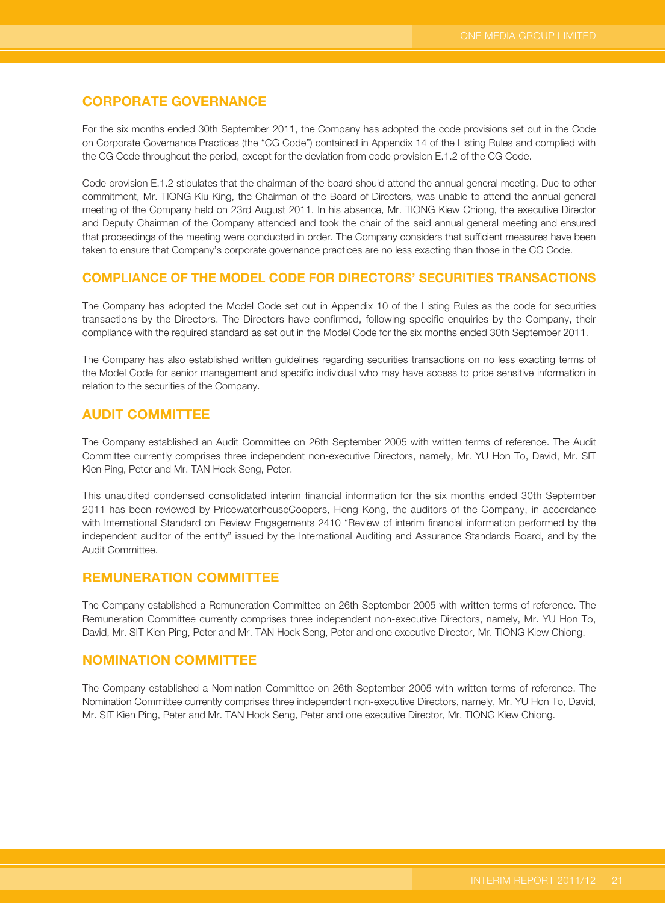## CORPORATE GOVERNANCE

For the six months ended 30th September 2011, the Company has adopted the code provisions set out in the Code on Corporate Governance Practices (the "CG Code") contained in Appendix 14 of the Listing Rules and complied with the CG Code throughout the period, except for the deviation from code provision E.1.2 of the CG Code.

Code provision E.1.2 stipulates that the chairman of the board should attend the annual general meeting. Due to other commitment, Mr. TIONG Kiu King, the Chairman of the Board of Directors, was unable to attend the annual general meeting of the Company held on 23rd August 2011. In his absence, Mr. TIONG Kiew Chiong, the executive Director and Deputy Chairman of the Company attended and took the chair of the said annual general meeting and ensured that proceedings of the meeting were conducted in order. The Company considers that sufficient measures have been taken to ensure that Company's corporate governance practices are no less exacting than those in the CG Code.

## COMPLIANCE OF THE MODEL CODE FOR DIRECTORS' SECURITIES TRANSACTIONS

The Company has adopted the Model Code set out in Appendix 10 of the Listing Rules as the code for securities transactions by the Directors. The Directors have confirmed, following specific enquiries by the Company, their compliance with the required standard as set out in the Model Code for the six months ended 30th September 2011.

The Company has also established written guidelines regarding securities transactions on no less exacting terms of the Model Code for senior management and specific individual who may have access to price sensitive information in relation to the securities of the Company.

## AUDIT COMMITTEE

The Company established an Audit Committee on 26th September 2005 with written terms of reference. The Audit Committee currently comprises three independent non-executive Directors, namely, Mr. YU Hon To, David, Mr. SIT Kien Ping, Peter and Mr. TAN Hock Seng, Peter.

This unaudited condensed consolidated interim financial information for the six months ended 30th September 2011 has been reviewed by PricewaterhouseCoopers, Hong Kong, the auditors of the Company, in accordance with International Standard on Review Engagements 2410 "Review of interim financial information performed by the independent auditor of the entity" issued by the International Auditing and Assurance Standards Board, and by the Audit Committee.

## REMUNERATION COMMITTEE

The Company established a Remuneration Committee on 26th September 2005 with written terms of reference. The Remuneration Committee currently comprises three independent non-executive Directors, namely, Mr. YU Hon To, David, Mr. SIT Kien Ping, Peter and Mr. TAN Hock Seng, Peter and one executive Director, Mr. TIONG Kiew Chiong.

## NOMINATION COMMITTEE

The Company established a Nomination Committee on 26th September 2005 with written terms of reference. The Nomination Committee currently comprises three independent non-executive Directors, namely, Mr. YU Hon To, David, Mr. SIT Kien Ping, Peter and Mr. TAN Hock Seng, Peter and one executive Director, Mr. TIONG Kiew Chiong.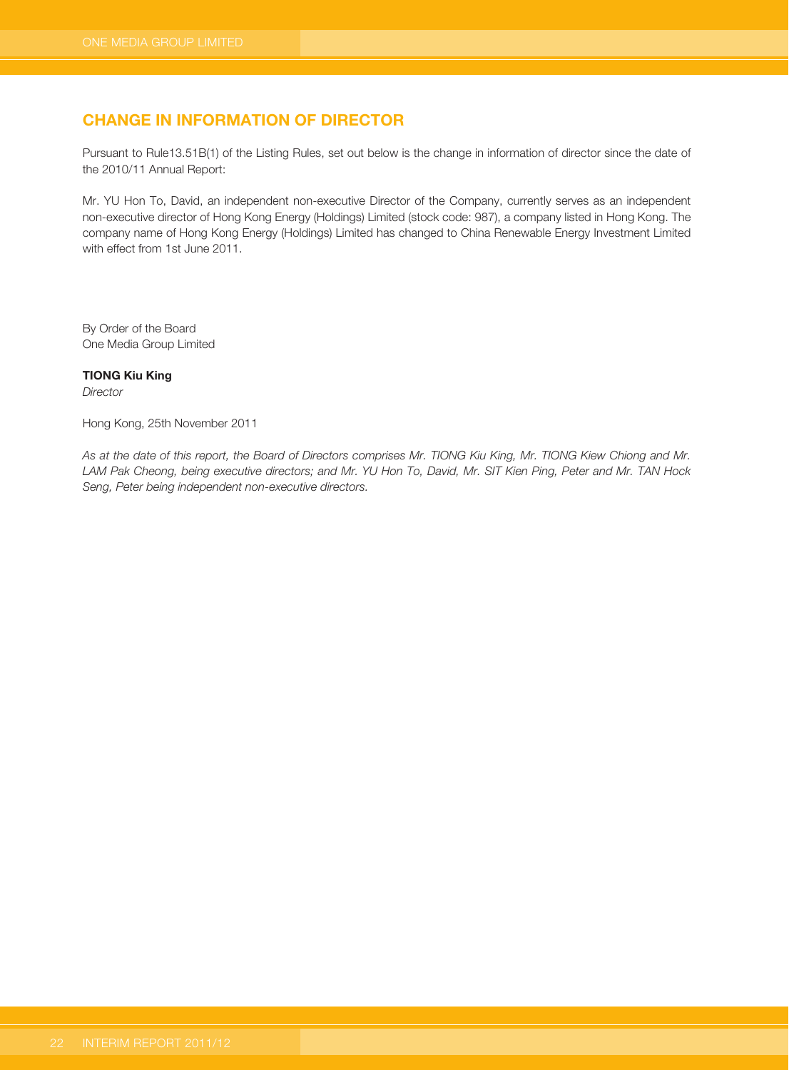## CHANGE IN INFORMATION OF DIRECTOR

Pursuant to Rule13.51B(1) of the Listing Rules, set out below is the change in information of director since the date of the 2010/11 Annual Report:

Mr. YU Hon To, David, an independent non-executive Director of the Company, currently serves as an independent non-executive director of Hong Kong Energy (Holdings) Limited (stock code: 987), a company listed in Hong Kong. The company name of Hong Kong Energy (Holdings) Limited has changed to China Renewable Energy Investment Limited with effect from 1st June 2011.

By Order of the Board
One Media Group Limited

**TIONG Kiu King**
*Director*

Hong Kong, 25th November 2011

*As at the date of this report, the Board of Directors comprises Mr. TIONG Kiu King, Mr. TIONG Kiew Chiong and Mr. LAM Pak Cheong, being executive directors; and Mr. YU Hon To, David, Mr. SIT Kien Ping, Peter and Mr. TAN Hock Seng, Peter being independent non-executive directors.*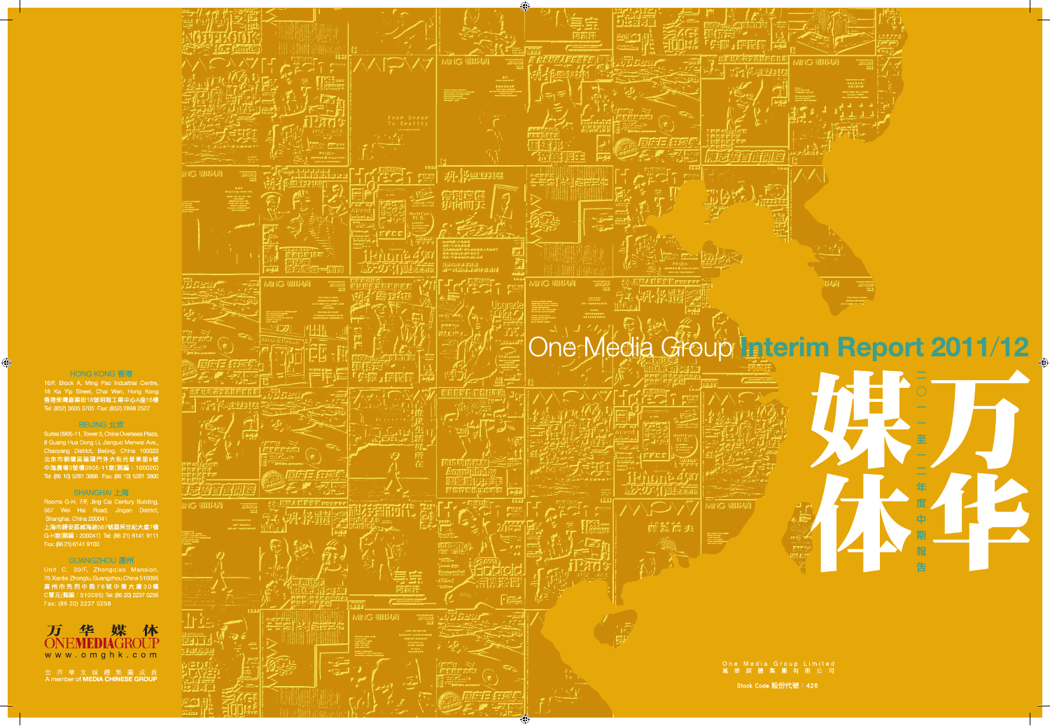HONG KONG 香港

16/F, Block A, Ming Pao Industrial Centre, 18 Ka Yip Street, Chai Wan, Hong Kong
香港柴灣嘉業街18號明報工業中心A座16樓
Tel: (852) 3605 3705 Fax: (852) 2898 2527

BEIJING 北京

Suites 0905-11, Tower 3, China Overseas Plaza, 8 Guang Hua Dong Li, Jianguo Menwai Ave., Chaoyang District, Beijing, China 100020
北京市朝陽區建國門外大街光華東里8號中海廣場3號樓0905-11室(郵編：100020)
Tel: (86 10) 5281 3888 Fax: (86 10) 5281 3800

SHANGHAI 上海

Rooms G-H, 7/F, Jing Cai Century Building, 567 Wei Hai Road, Jingan District, Shanghai, China 200041
上海市靜安區威海路567號晶采世紀大廈7樓G-H室(郵編：200041) Tel: (86 21) 6141 9111
Fax: (86 21) 6141 9100

GUANGZHOU 廣州

Unit C, 30/F, Zhongqiao Mansion, 76 Xianlie Zhonglu, Guangzhou, China 510095
廣州市先烈中路76號中僑大廈30樓C單元(郵編：510095) Tel: (86 20) 2237 0256
Fax: (86 20) 2237 0258

万华媒体
ONEMEDIAGROUP
www.omghk.com

世界華文媒體集團成員
A member of MEDIA CHINESE GROUP

# One Media Group Interim Report 2011/12

# 万华媒体

二〇一一至一二年度中期報告

One Media Group Limited
萬華媒體集團有限公司

Stock Code 股份代號：426